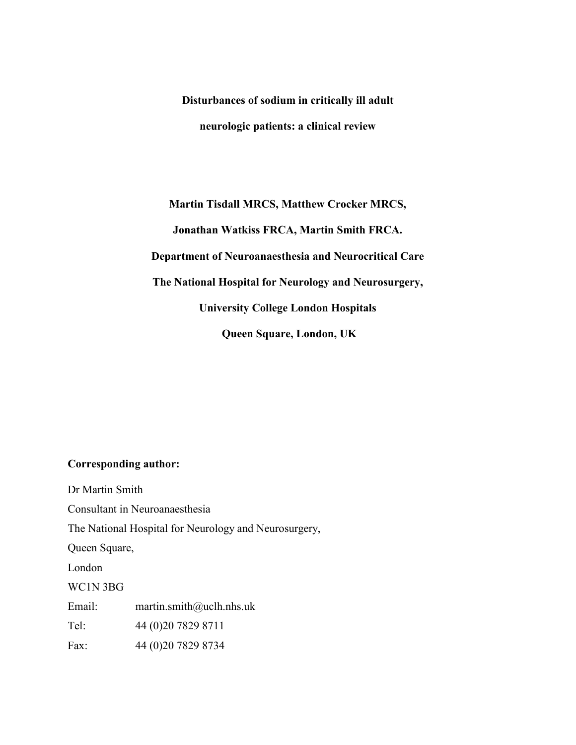# Disturbances of sodium in critically ill adult neurologic patients: a clinical review

**Martin Tisdall MRCS, Matthew Crocker MRCS,**

**Jonathan Watkiss FRCA, Martin Smith FRCA.**

**Department of Neuroanaesthesia and Neurocritical Care**

**The National Hospital for Neurology and Neurosurgery,**

**University College London Hospitals**

**Queen Square, London, UK**

**Corresponding author:**

Dr Martin Smith

Consultant in Neuroanaesthesia

The National Hospital for Neurology and Neurosurgery,

Queen Square,

London

WC1N 3BG

Email: martin.smith@uclh.nhs.uk

Tel: 44 (0)20 7829 8711

Fax: 44 (0)20 7829 8734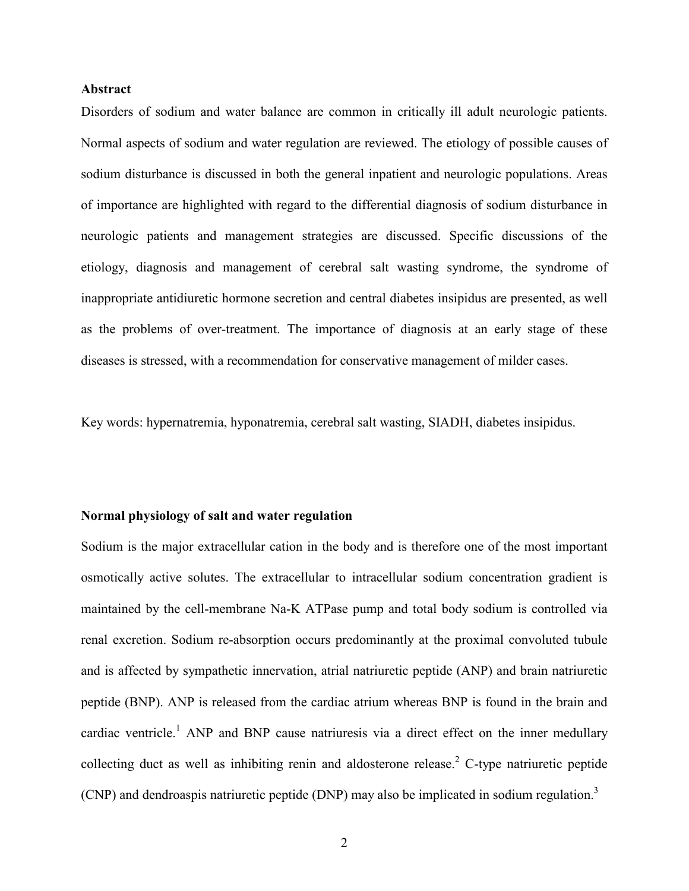## Abstract

Disorders of sodium and water balance are common in critically ill adult neurologic patients. Normal aspects of sodium and water regulation are reviewed. The etiology of possible causes of sodium disturbance is discussed in both the general inpatient and neurologic populations. Areas of importance are highlighted with regard to the differential diagnosis of sodium disturbance in neurologic patients and management strategies are discussed. Specific discussions of the etiology, diagnosis and management of cerebral salt wasting syndrome, the syndrome of inappropriate antidiuretic hormone secretion and central diabetes insipidus are presented, as well as the problems of over-treatment. The importance of diagnosis at an early stage of these diseases is stressed, with a recommendation for conservative management of milder cases.

Key words: hypernatremia, hyponatremia, cerebral salt wasting, SIADH, diabetes insipidus.

## Normal physiology of salt and water regulation

Sodium is the major extracellular cation in the body and is therefore one of the most important osmotically active solutes. The extracellular to intracellular sodium concentration gradient is maintained by the cell-membrane Na-K ATPase pump and total body sodium is controlled via renal excretion. Sodium re-absorption occurs predominantly at the proximal convoluted tubule and is affected by sympathetic innervation, atrial natriuretic peptide (ANP) and brain natriuretic peptide (BNP). ANP is released from the cardiac atrium whereas BNP is found in the brain and cardiac ventricle.[1] ANP and BNP cause natriuresis via a direct effect on the inner medullary collecting duct as well as inhibiting renin and aldosterone release.[2] C-type natriuretic peptide (CNP) and dendroaspis natriuretic peptide (DNP) may also be implicated in sodium regulation.[3]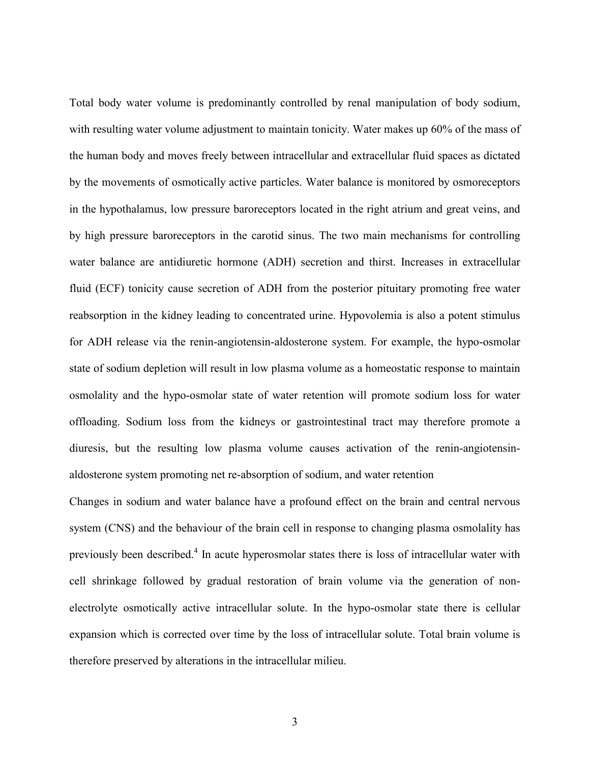Total body water volume is predominantly controlled by renal manipulation of body sodium, with resulting water volume adjustment to maintain tonicity. Water makes up 60% of the mass of the human body and moves freely between intracellular and extracellular fluid spaces as dictated by the movements of osmotically active particles. Water balance is monitored by osmoreceptors in the hypothalamus, low pressure baroreceptors located in the right atrium and great veins, and by high pressure baroreceptors in the carotid sinus. The two main mechanisms for controlling water balance are antidiuretic hormone (ADH) secretion and thirst. Increases in extracellular fluid (ECF) tonicity cause secretion of ADH from the posterior pituitary promoting free water reabsorption in the kidney leading to concentrated urine. Hypovolemia is also a potent stimulus for ADH release via the renin-angiotensin-aldosterone system. For example, the hypo-osmolar state of sodium depletion will result in low plasma volume as a homeostatic response to maintain osmolality and the hypo-osmolar state of water retention will promote sodium loss for water offloading. Sodium loss from the kidneys or gastrointestinal tract may therefore promote a diuresis, but the resulting low plasma volume causes activation of the renin-angiotensin-aldosterone system promoting net re-absorption of sodium, and water retention

Changes in sodium and water balance have a profound effect on the brain and central nervous system (CNS) and the behaviour of the brain cell in response to changing plasma osmolality has previously been described.[4] In acute hyperosmolar states there is loss of intracellular water with cell shrinkage followed by gradual restoration of brain volume via the generation of non-electrolyte osmotically active intracellular solute. In the hypo-osmolar state there is cellular expansion which is corrected over time by the loss of intracellular solute. Total brain volume is therefore preserved by alterations in the intracellular milieu.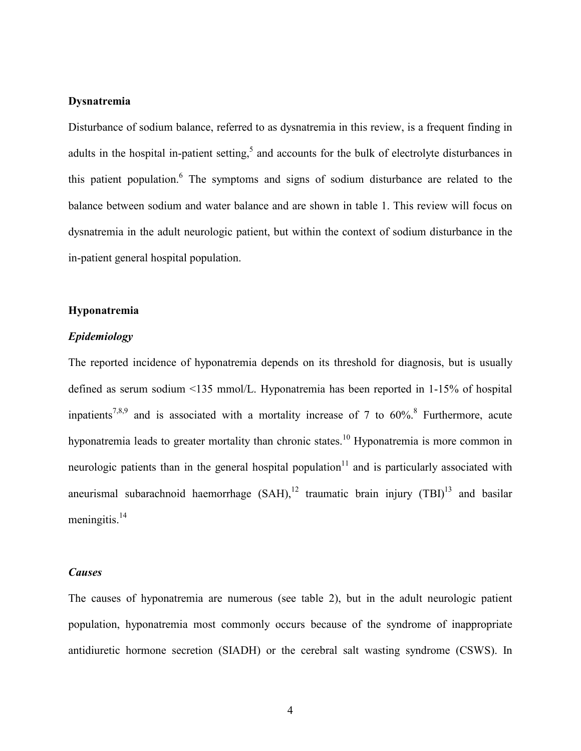## Dysnatremia

Disturbance of sodium balance, referred to as dysnatremia in this review, is a frequent finding in adults in the hospital in-patient setting,[5] and accounts for the bulk of electrolyte disturbances in this patient population.[6] The symptoms and signs of sodium disturbance are related to the balance between sodium and water balance and are shown in table 1. This review will focus on dysnatremia in the adult neurologic patient, but within the context of sodium disturbance in the in-patient general hospital population.

## Hyponatremia

### *Epidemiology*

The reported incidence of hyponatremia depends on its threshold for diagnosis, but is usually defined as serum sodium <135 mmol/L. Hyponatremia has been reported in 1-15% of hospital inpatients[7,8,9] and is associated with a mortality increase of 7 to 60%.[8] Furthermore, acute hyponatremia leads to greater mortality than chronic states.[10] Hyponatremia is more common in neurologic patients than in the general hospital population[11] and is particularly associated with aneurismal subarachnoid haemorrhage (SAH),[12] traumatic brain injury (TBI)[13] and basilar meningitis.[14]

### *Causes*

The causes of hyponatremia are numerous (see table 2), but in the adult neurologic patient population, hyponatremia most commonly occurs because of the syndrome of inappropriate antidiuretic hormone secretion (SIADH) or the cerebral salt wasting syndrome (CSWS). In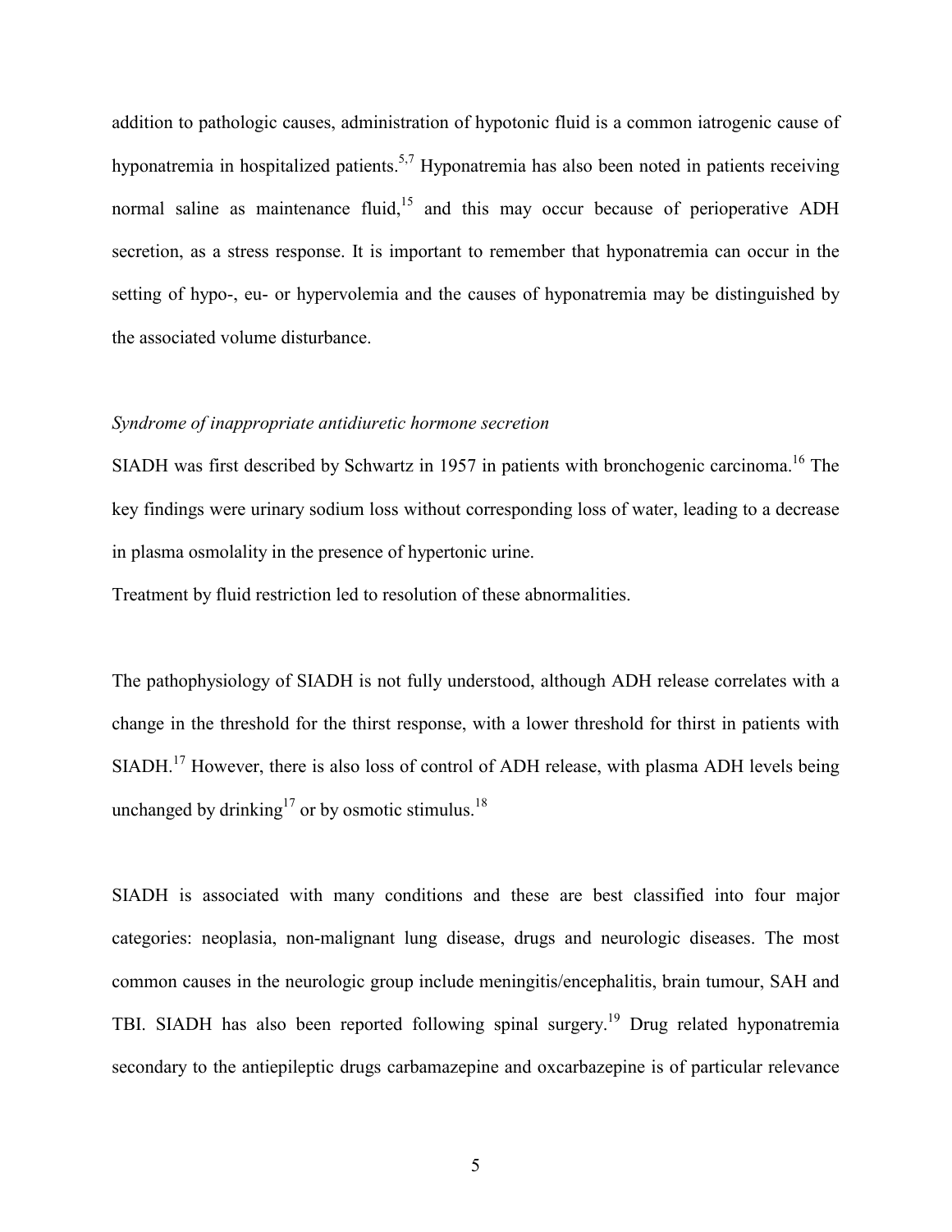addition to pathologic causes, administration of hypotonic fluid is a common iatrogenic cause of hyponatremia in hospitalized patients.[5,7] Hyponatremia has also been noted in patients receiving normal saline as maintenance fluid,[15] and this may occur because of perioperative ADH secretion, as a stress response. It is important to remember that hyponatremia can occur in the setting of hypo-, eu- or hypervolemia and the causes of hyponatremia may be distinguished by the associated volume disturbance.

*Syndrome of inappropriate antidiuretic hormone secretion*

SIADH was first described by Schwartz in 1957 in patients with bronchogenic carcinoma.[16] The key findings were urinary sodium loss without corresponding loss of water, leading to a decrease in plasma osmolality in the presence of hypertonic urine.

Treatment by fluid restriction led to resolution of these abnormalities.

The pathophysiology of SIADH is not fully understood, although ADH release correlates with a change in the threshold for the thirst response, with a lower threshold for thirst in patients with SIADH.[17] However, there is also loss of control of ADH release, with plasma ADH levels being unchanged by drinking[17] or by osmotic stimulus.[18]

SIADH is associated with many conditions and these are best classified into four major categories: neoplasia, non-malignant lung disease, drugs and neurologic diseases. The most common causes in the neurologic group include meningitis/encephalitis, brain tumour, SAH and TBI. SIADH has also been reported following spinal surgery.[19] Drug related hyponatremia secondary to the antiepileptic drugs carbamazepine and oxcarbazepine is of particular relevance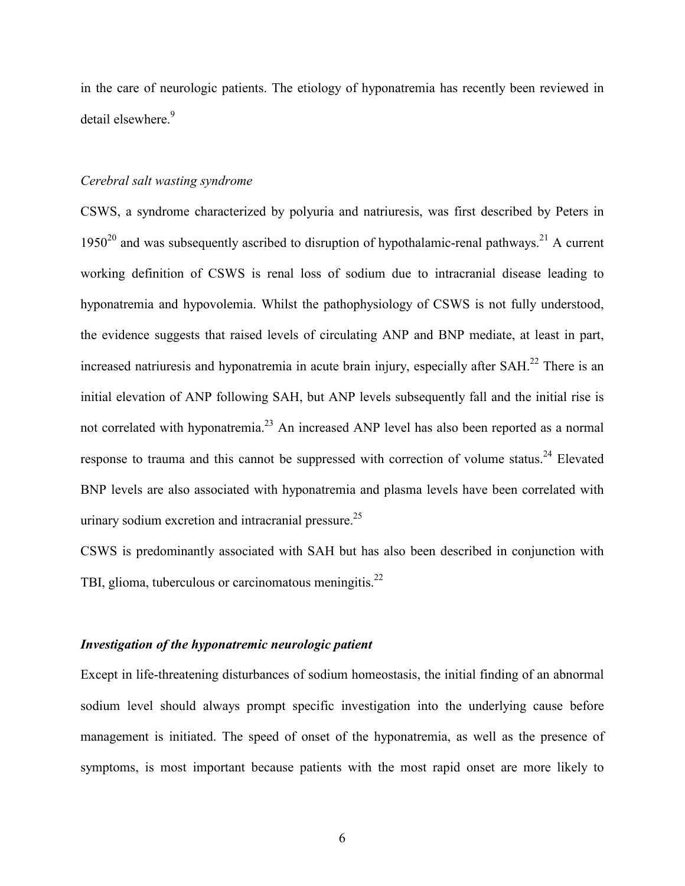in the care of neurologic patients. The etiology of hyponatremia has recently been reviewed in detail elsewhere.[9]

*Cerebral salt wasting syndrome*

CSWS, a syndrome characterized by polyuria and natriuresis, was first described by Peters in 1950[20] and was subsequently ascribed to disruption of hypothalamic-renal pathways.[21] A current working definition of CSWS is renal loss of sodium due to intracranial disease leading to hyponatremia and hypovolemia. Whilst the pathophysiology of CSWS is not fully understood, the evidence suggests that raised levels of circulating ANP and BNP mediate, at least in part, increased natriuresis and hyponatremia in acute brain injury, especially after SAH.[22] There is an initial elevation of ANP following SAH, but ANP levels subsequently fall and the initial rise is not correlated with hyponatremia.[23] An increased ANP level has also been reported as a normal response to trauma and this cannot be suppressed with correction of volume status.[24] Elevated BNP levels are also associated with hyponatremia and plasma levels have been correlated with urinary sodium excretion and intracranial pressure.[25]

CSWS is predominantly associated with SAH but has also been described in conjunction with TBI, glioma, tuberculous or carcinomatous meningitis.[22]

***Investigation of the hyponatremic neurologic patient***

Except in life-threatening disturbances of sodium homeostasis, the initial finding of an abnormal sodium level should always prompt specific investigation into the underlying cause before management is initiated. The speed of onset of the hyponatremia, as well as the presence of symptoms, is most important because patients with the most rapid onset are more likely to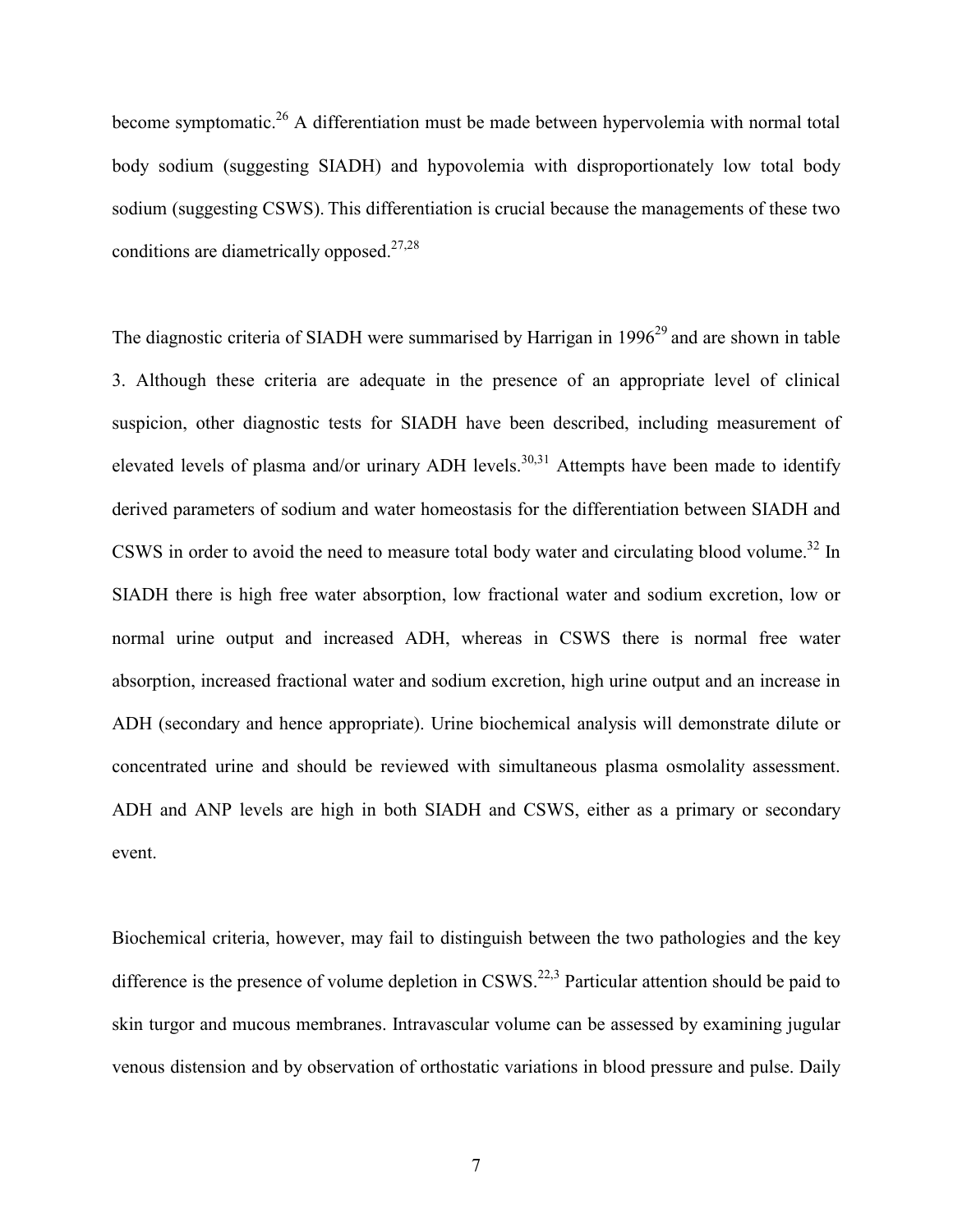become symptomatic.[26] A differentiation must be made between hypervolemia with normal total body sodium (suggesting SIADH) and hypovolemia with disproportionately low total body sodium (suggesting CSWS). This differentiation is crucial because the managements of these two conditions are diametrically opposed.[27,28]

The diagnostic criteria of SIADH were summarised by Harrigan in 1996[29] and are shown in table 3. Although these criteria are adequate in the presence of an appropriate level of clinical suspicion, other diagnostic tests for SIADH have been described, including measurement of elevated levels of plasma and/or urinary ADH levels.[30,31] Attempts have been made to identify derived parameters of sodium and water homeostasis for the differentiation between SIADH and CSWS in order to avoid the need to measure total body water and circulating blood volume.[32] In SIADH there is high free water absorption, low fractional water and sodium excretion, low or normal urine output and increased ADH, whereas in CSWS there is normal free water absorption, increased fractional water and sodium excretion, high urine output and an increase in ADH (secondary and hence appropriate). Urine biochemical analysis will demonstrate dilute or concentrated urine and should be reviewed with simultaneous plasma osmolality assessment. ADH and ANP levels are high in both SIADH and CSWS, either as a primary or secondary event.

Biochemical criteria, however, may fail to distinguish between the two pathologies and the key difference is the presence of volume depletion in CSWS.[22,3] Particular attention should be paid to skin turgor and mucous membranes. Intravascular volume can be assessed by examining jugular venous distension and by observation of orthostatic variations in blood pressure and pulse. Daily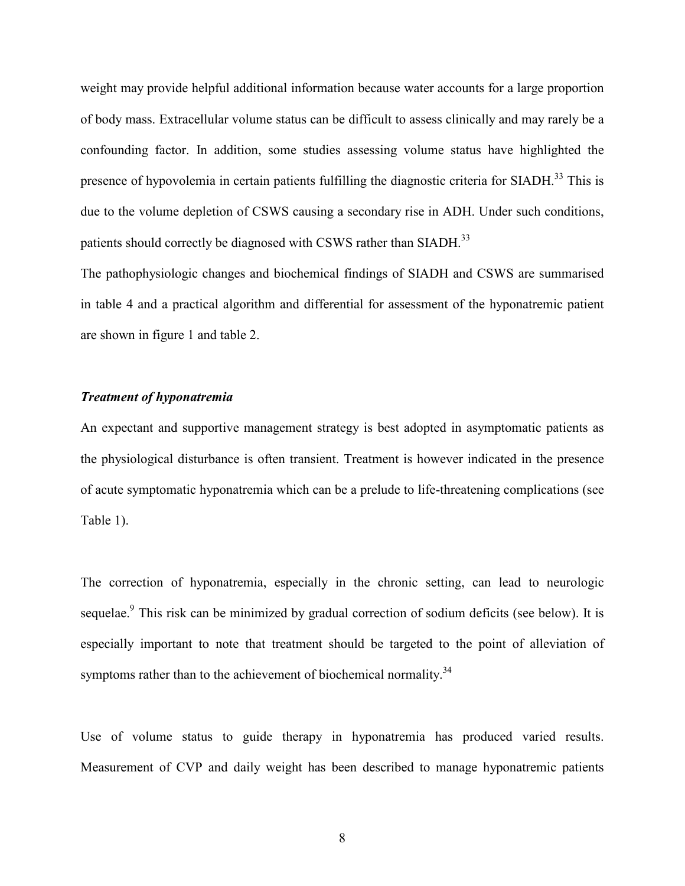weight may provide helpful additional information because water accounts for a large proportion of body mass. Extracellular volume status can be difficult to assess clinically and may rarely be a confounding factor. In addition, some studies assessing volume status have highlighted the presence of hypovolemia in certain patients fulfilling the diagnostic criteria for SIADH.[33] This is due to the volume depletion of CSWS causing a secondary rise in ADH. Under such conditions, patients should correctly be diagnosed with CSWS rather than SIADH.[33]

The pathophysiologic changes and biochemical findings of SIADH and CSWS are summarised in table 4 and a practical algorithm and differential for assessment of the hyponatremic patient are shown in figure 1 and table 2.

### *Treatment of hyponatremia*

An expectant and supportive management strategy is best adopted in asymptomatic patients as the physiological disturbance is often transient. Treatment is however indicated in the presence of acute symptomatic hyponatremia which can be a prelude to life-threatening complications (see Table 1).

The correction of hyponatremia, especially in the chronic setting, can lead to neurologic sequelae.[9] This risk can be minimized by gradual correction of sodium deficits (see below). It is especially important to note that treatment should be targeted to the point of alleviation of symptoms rather than to the achievement of biochemical normality.[34]

Use of volume status to guide therapy in hyponatremia has produced varied results. Measurement of CVP and daily weight has been described to manage hyponatremic patients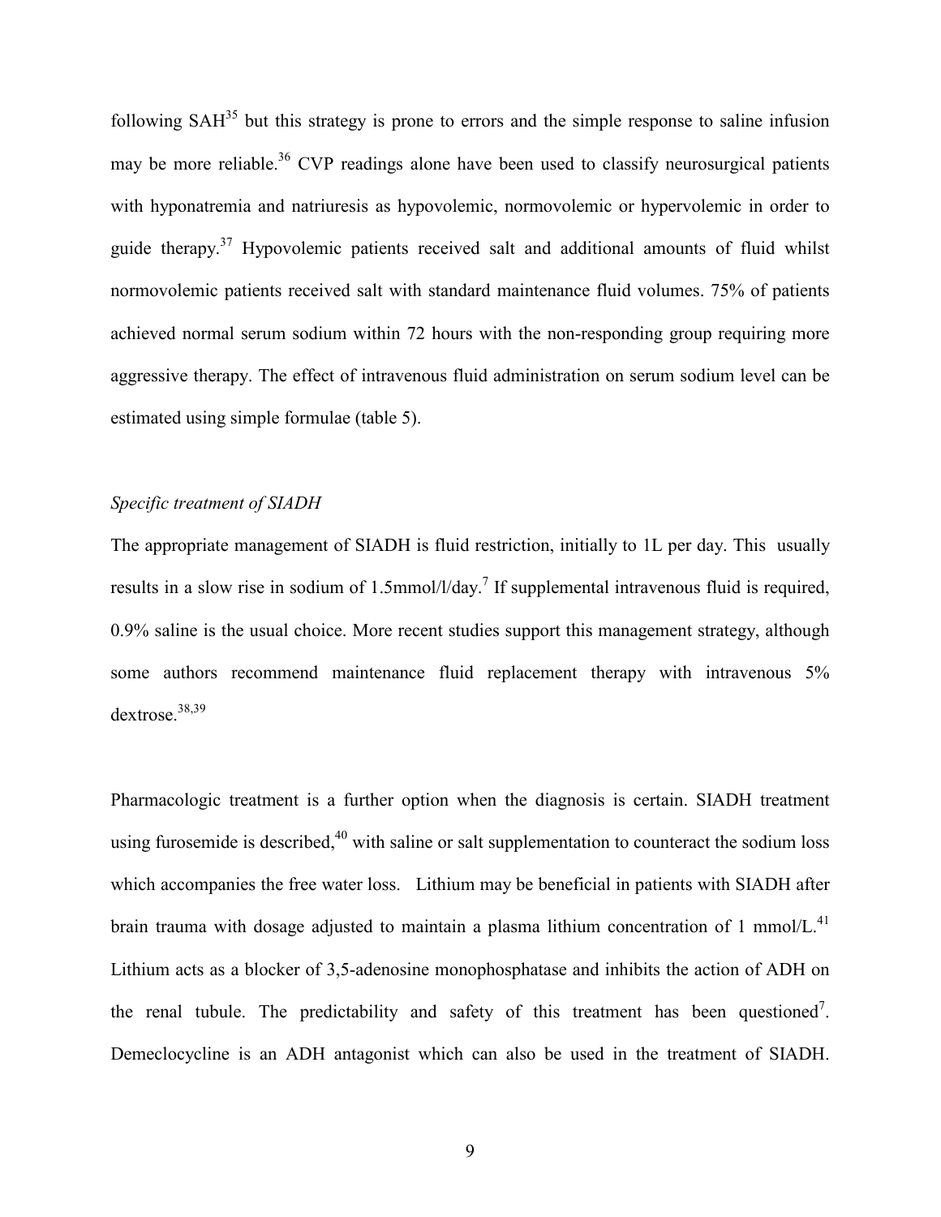following SAH[35] but this strategy is prone to errors and the simple response to saline infusion may be more reliable.[36] CVP readings alone have been used to classify neurosurgical patients with hyponatremia and natriuresis as hypovolemic, normovolemic or hypervolemic in order to guide therapy.[37] Hypovolemic patients received salt and additional amounts of fluid whilst normovolemic patients received salt with standard maintenance fluid volumes. 75% of patients achieved normal serum sodium within 72 hours with the non-responding group requiring more aggressive therapy. The effect of intravenous fluid administration on serum sodium level can be estimated using simple formulae (table 5).

*Specific treatment of SIADH*

The appropriate management of SIADH is fluid restriction, initially to 1L per day. This usually results in a slow rise in sodium of 1.5mmol/l/day.[7] If supplemental intravenous fluid is required, 0.9% saline is the usual choice. More recent studies support this management strategy, although some authors recommend maintenance fluid replacement therapy with intravenous 5% dextrose.[38,39]

Pharmacologic treatment is a further option when the diagnosis is certain. SIADH treatment using furosemide is described,[40] with saline or salt supplementation to counteract the sodium loss which accompanies the free water loss. Lithium may be beneficial in patients with SIADH after brain trauma with dosage adjusted to maintain a plasma lithium concentration of 1 mmol/L.[41] Lithium acts as a blocker of 3,5-adenosine monophosphatase and inhibits the action of ADH on the renal tubule. The predictability and safety of this treatment has been questioned[7]. Demeclocycline is an ADH antagonist which can also be used in the treatment of SIADH.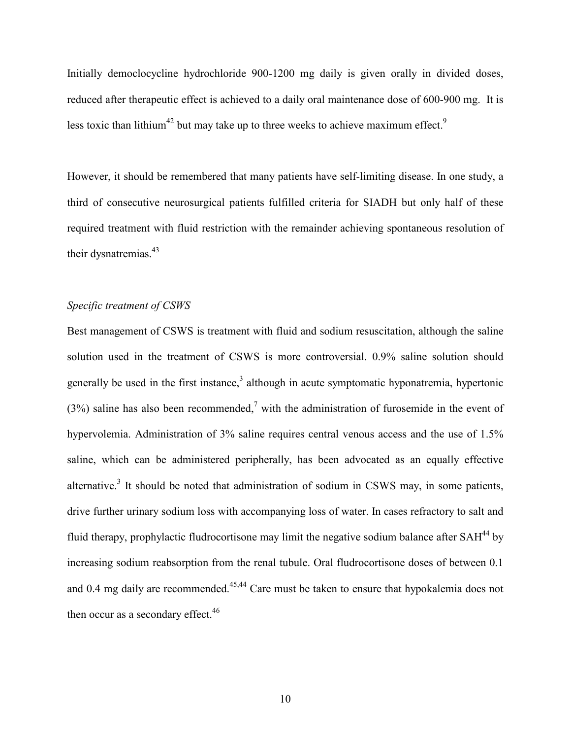Initially democlocycline hydrochloride 900-1200 mg daily is given orally in divided doses, reduced after therapeutic effect is achieved to a daily oral maintenance dose of 600-900 mg. It is less toxic than lithium[42] but may take up to three weeks to achieve maximum effect.[9]

However, it should be remembered that many patients have self-limiting disease. In one study, a third of consecutive neurosurgical patients fulfilled criteria for SIADH but only half of these required treatment with fluid restriction with the remainder achieving spontaneous resolution of their dysnatremias.[43]

*Specific treatment of CSWS*

Best management of CSWS is treatment with fluid and sodium resuscitation, although the saline solution used in the treatment of CSWS is more controversial. 0.9% saline solution should generally be used in the first instance,[3] although in acute symptomatic hyponatremia, hypertonic (3%) saline has also been recommended,[7] with the administration of furosemide in the event of hypervolemia. Administration of 3% saline requires central venous access and the use of 1.5% saline, which can be administered peripherally, has been advocated as an equally effective alternative.[3] It should be noted that administration of sodium in CSWS may, in some patients, drive further urinary sodium loss with accompanying loss of water. In cases refractory to salt and fluid therapy, prophylactic fludrocortisone may limit the negative sodium balance after SAH[44] by increasing sodium reabsorption from the renal tubule. Oral fludrocortisone doses of between 0.1 and 0.4 mg daily are recommended.[45,44] Care must be taken to ensure that hypokalemia does not then occur as a secondary effect.[46]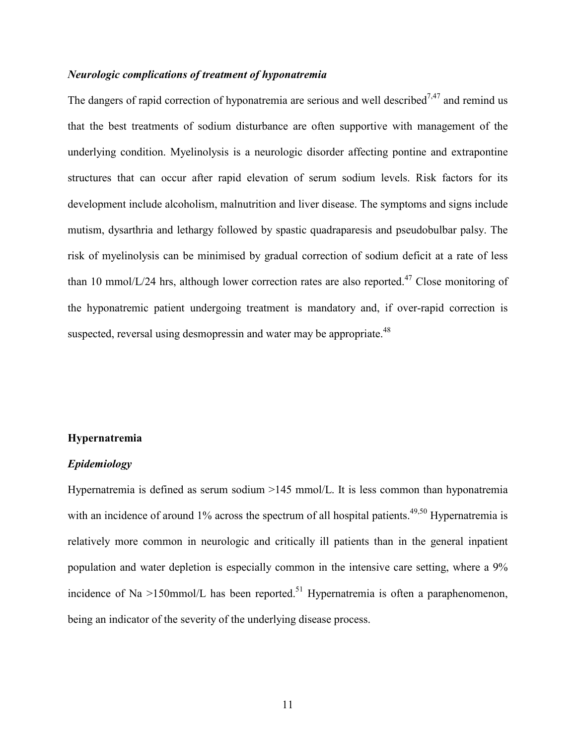### *Neurologic complications of treatment of hyponatremia*

The dangers of rapid correction of hyponatremia are serious and well described[7,47] and remind us that the best treatments of sodium disturbance are often supportive with management of the underlying condition. Myelinolysis is a neurologic disorder affecting pontine and extrapontine structures that can occur after rapid elevation of serum sodium levels. Risk factors for its development include alcoholism, malnutrition and liver disease. The symptoms and signs include mutism, dysarthria and lethargy followed by spastic quadraparesis and pseudobulbar palsy. The risk of myelinolysis can be minimised by gradual correction of sodium deficit at a rate of less than 10 mmol/L/24 hrs, although lower correction rates are also reported.[47] Close monitoring of the hyponatremic patient undergoing treatment is mandatory and, if over-rapid correction is suspected, reversal using desmopressin and water may be appropriate.[48]

## Hypernatremia

### *Epidemiology*

Hypernatremia is defined as serum sodium >145 mmol/L. It is less common than hyponatremia with an incidence of around 1% across the spectrum of all hospital patients.[49,50] Hypernatremia is relatively more common in neurologic and critically ill patients than in the general inpatient population and water depletion is especially common in the intensive care setting, where a 9% incidence of Na >150mmol/L has been reported.[51] Hypernatremia is often a paraphenomenon, being an indicator of the severity of the underlying disease process.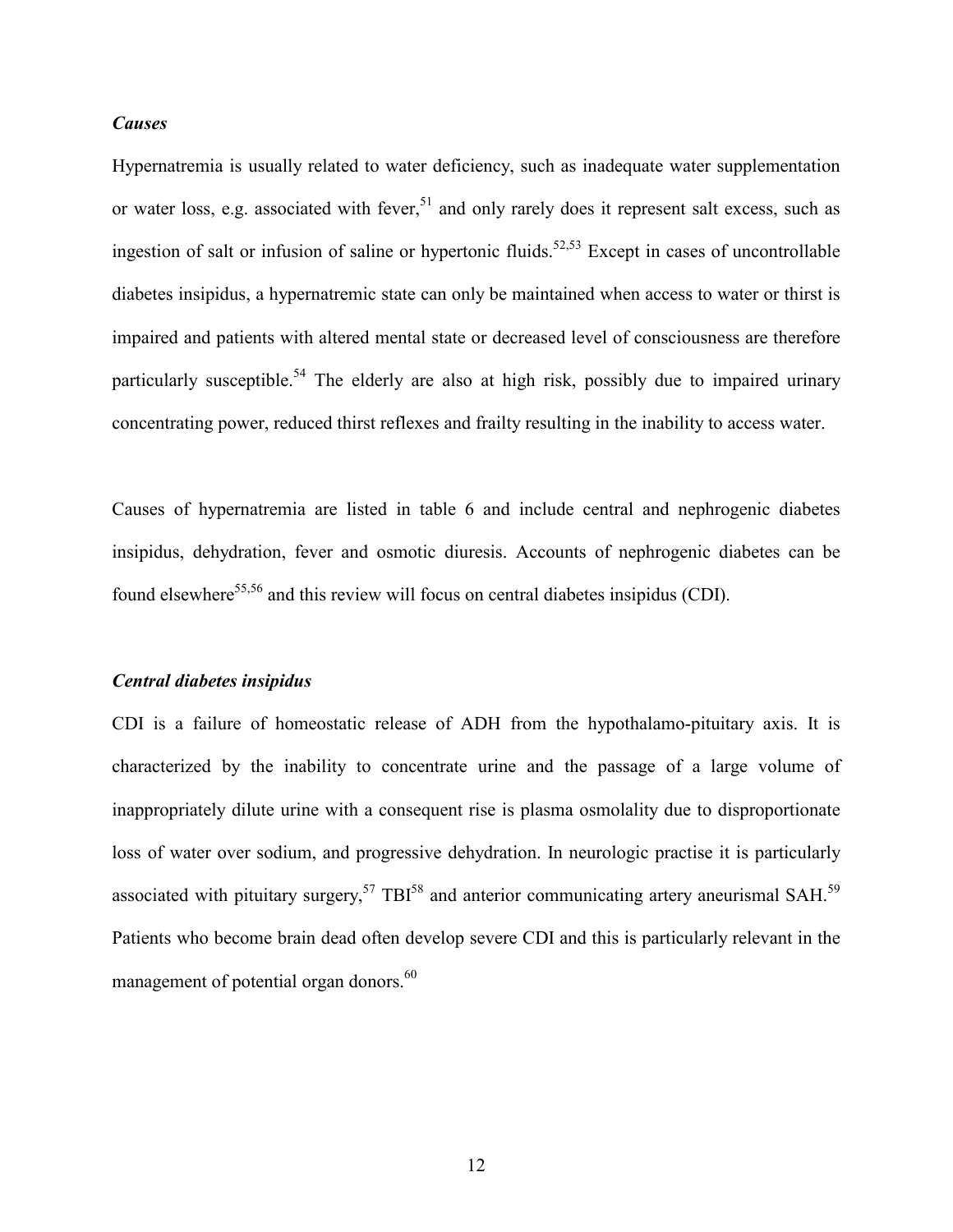### *Causes*

Hypernatremia is usually related to water deficiency, such as inadequate water supplementation or water loss, e.g. associated with fever,[51] and only rarely does it represent salt excess, such as ingestion of salt or infusion of saline or hypertonic fluids.[52,53] Except in cases of uncontrollable diabetes insipidus, a hypernatremic state can only be maintained when access to water or thirst is impaired and patients with altered mental state or decreased level of consciousness are therefore particularly susceptible.[54] The elderly are also at high risk, possibly due to impaired urinary concentrating power, reduced thirst reflexes and frailty resulting in the inability to access water.

Causes of hypernatremia are listed in table 6 and include central and nephrogenic diabetes insipidus, dehydration, fever and osmotic diuresis. Accounts of nephrogenic diabetes can be found elsewhere[55,56] and this review will focus on central diabetes insipidus (CDI).

### *Central diabetes insipidus*

CDI is a failure of homeostatic release of ADH from the hypothalamo-pituitary axis. It is characterized by the inability to concentrate urine and the passage of a large volume of inappropriately dilute urine with a consequent rise is plasma osmolality due to disproportionate loss of water over sodium, and progressive dehydration. In neurologic practise it is particularly associated with pituitary surgery,[57] TBI[58] and anterior communicating artery aneurismal SAH.[59] Patients who become brain dead often develop severe CDI and this is particularly relevant in the management of potential organ donors.[60]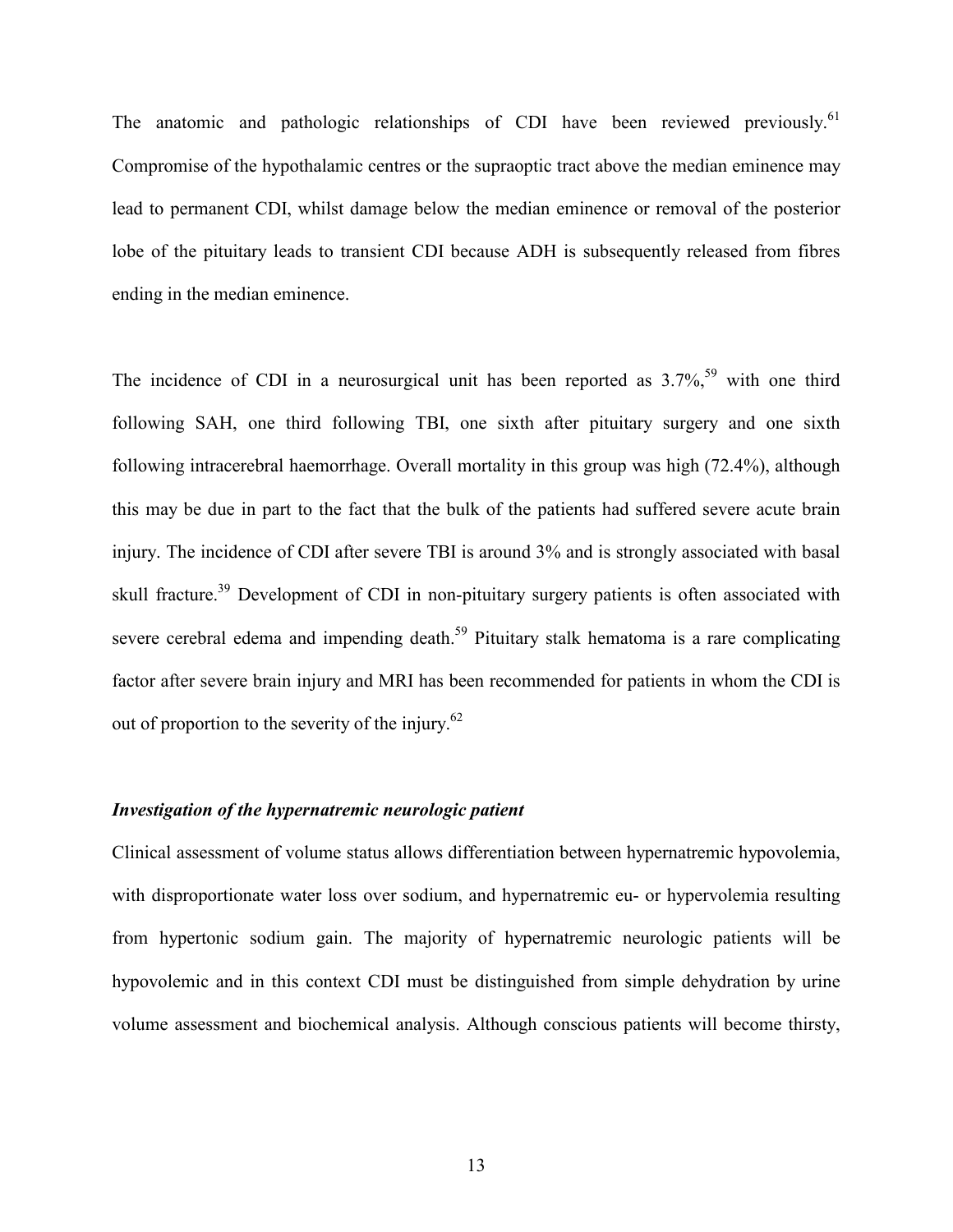The anatomic and pathologic relationships of CDI have been reviewed previously.[61] Compromise of the hypothalamic centres or the supraoptic tract above the median eminence may lead to permanent CDI, whilst damage below the median eminence or removal of the posterior lobe of the pituitary leads to transient CDI because ADH is subsequently released from fibres ending in the median eminence.

The incidence of CDI in a neurosurgical unit has been reported as 3.7%,[59] with one third following SAH, one third following TBI, one sixth after pituitary surgery and one sixth following intracerebral haemorrhage. Overall mortality in this group was high (72.4%), although this may be due in part to the fact that the bulk of the patients had suffered severe acute brain injury. The incidence of CDI after severe TBI is around 3% and is strongly associated with basal skull fracture.[39] Development of CDI in non-pituitary surgery patients is often associated with severe cerebral edema and impending death.[59] Pituitary stalk hematoma is a rare complicating factor after severe brain injury and MRI has been recommended for patients in whom the CDI is out of proportion to the severity of the injury.[62]

### *Investigation of the hypernatremic neurologic patient*

Clinical assessment of volume status allows differentiation between hypernatremic hypovolemia, with disproportionate water loss over sodium, and hypernatremic eu- or hypervolemia resulting from hypertonic sodium gain. The majority of hypernatremic neurologic patients will be hypovolemic and in this context CDI must be distinguished from simple dehydration by urine volume assessment and biochemical analysis. Although conscious patients will become thirsty,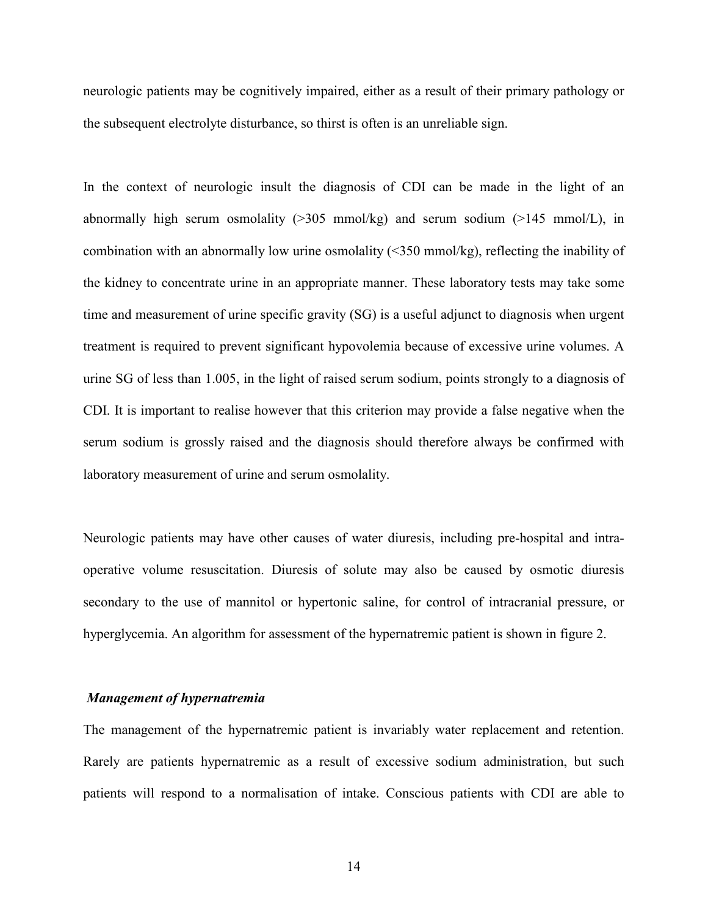neurologic patients may be cognitively impaired, either as a result of their primary pathology or the subsequent electrolyte disturbance, so thirst is often is an unreliable sign.

In the context of neurologic insult the diagnosis of CDI can be made in the light of an abnormally high serum osmolality (>305 mmol/kg) and serum sodium (>145 mmol/L), in combination with an abnormally low urine osmolality (<350 mmol/kg), reflecting the inability of the kidney to concentrate urine in an appropriate manner. These laboratory tests may take some time and measurement of urine specific gravity (SG) is a useful adjunct to diagnosis when urgent treatment is required to prevent significant hypovolemia because of excessive urine volumes. A urine SG of less than 1.005, in the light of raised serum sodium, points strongly to a diagnosis of CDI. It is important to realise however that this criterion may provide a false negative when the serum sodium is grossly raised and the diagnosis should therefore always be confirmed with laboratory measurement of urine and serum osmolality.

Neurologic patients may have other causes of water diuresis, including pre-hospital and intra-operative volume resuscitation. Diuresis of solute may also be caused by osmotic diuresis secondary to the use of mannitol or hypertonic saline, for control of intracranial pressure, or hyperglycemia. An algorithm for assessment of the hypernatremic patient is shown in figure 2.

### *Management of hypernatremia*

The management of the hypernatremic patient is invariably water replacement and retention. Rarely are patients hypernatremic as a result of excessive sodium administration, but such patients will respond to a normalisation of intake. Conscious patients with CDI are able to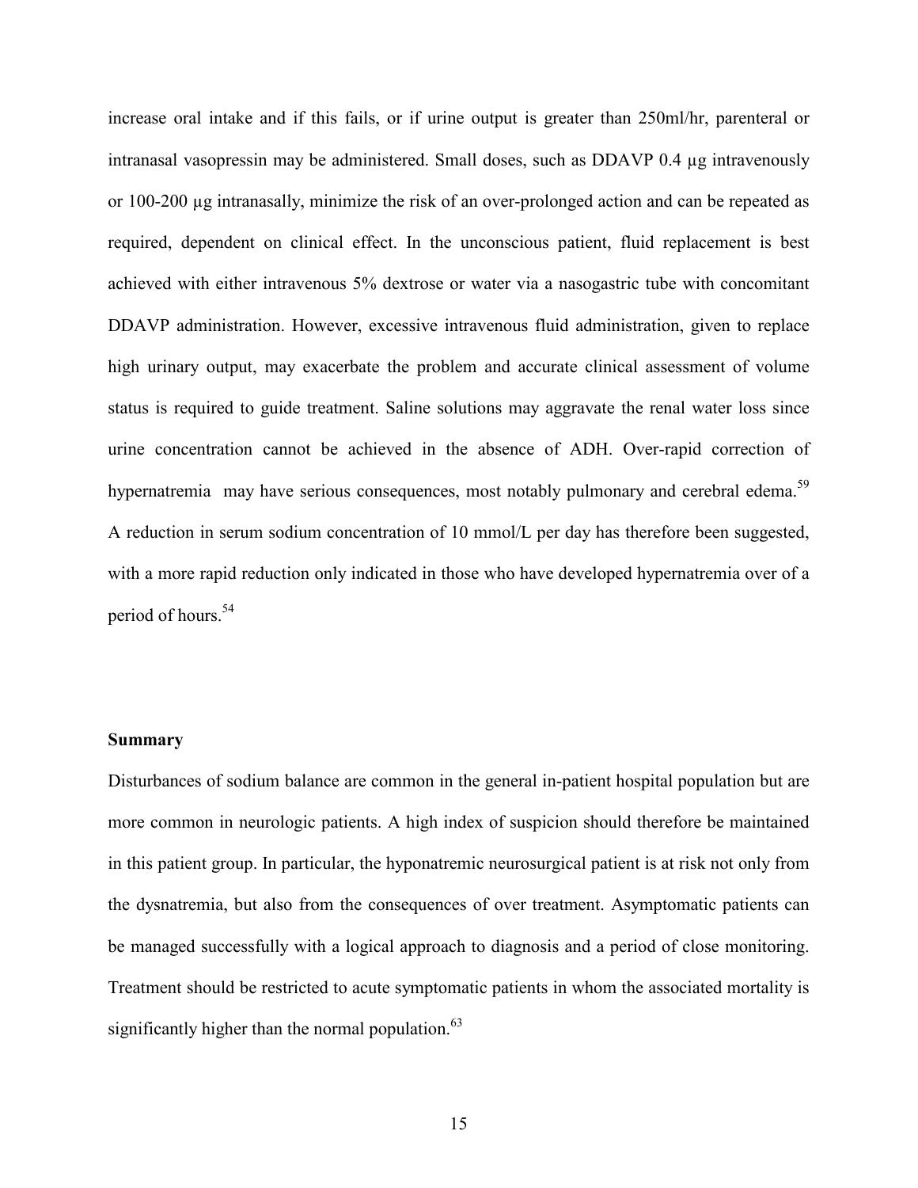increase oral intake and if this fails, or if urine output is greater than 250ml/hr, parenteral or intranasal vasopressin may be administered. Small doses, such as DDAVP 0.4 µg intravenously or 100-200 µg intranasally, minimize the risk of an over-prolonged action and can be repeated as required, dependent on clinical effect. In the unconscious patient, fluid replacement is best achieved with either intravenous 5% dextrose or water via a nasogastric tube with concomitant DDAVP administration. However, excessive intravenous fluid administration, given to replace high urinary output, may exacerbate the problem and accurate clinical assessment of volume status is required to guide treatment. Saline solutions may aggravate the renal water loss since urine concentration cannot be achieved in the absence of ADH. Over-rapid correction of hypernatremia may have serious consequences, most notably pulmonary and cerebral edema.[59] A reduction in serum sodium concentration of 10 mmol/L per day has therefore been suggested, with a more rapid reduction only indicated in those who have developed hypernatremia over of a period of hours.[54]

**Summary**

Disturbances of sodium balance are common in the general in-patient hospital population but are more common in neurologic patients. A high index of suspicion should therefore be maintained in this patient group. In particular, the hyponatremic neurosurgical patient is at risk not only from the dysnatremia, but also from the consequences of over treatment. Asymptomatic patients can be managed successfully with a logical approach to diagnosis and a period of close monitoring. Treatment should be restricted to acute symptomatic patients in whom the associated mortality is significantly higher than the normal population.[63]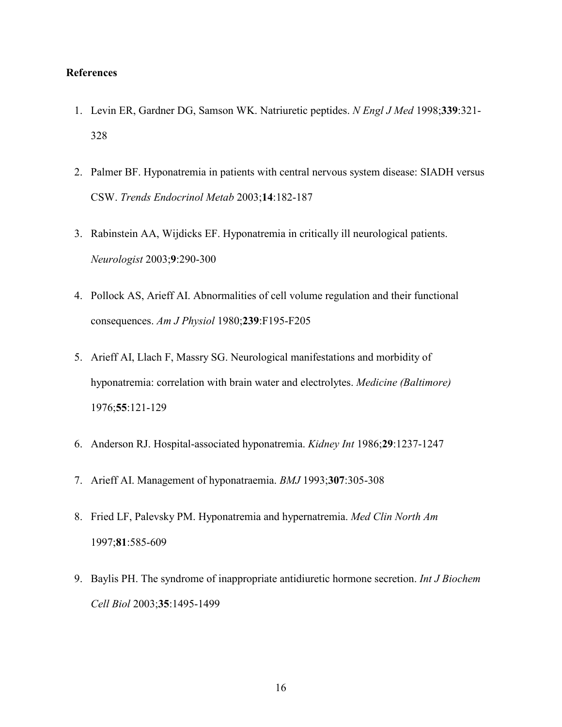## References

1. Levin ER, Gardner DG, Samson WK. Natriuretic peptides. *N Engl J Med* 1998;**339**:321-328
2. Palmer BF. Hyponatremia in patients with central nervous system disease: SIADH versus CSW. *Trends Endocrinol Metab* 2003;**14**:182-187
3. Rabinstein AA, Wijdicks EF. Hyponatremia in critically ill neurological patients. *Neurologist* 2003;**9**:290-300
4. Pollock AS, Arieff AI. Abnormalities of cell volume regulation and their functional consequences. *Am J Physiol* 1980;**239**:F195-F205
5. Arieff AI, Llach F, Massry SG. Neurological manifestations and morbidity of hyponatremia: correlation with brain water and electrolytes. *Medicine (Baltimore)* 1976;**55**:121-129
6. Anderson RJ. Hospital-associated hyponatremia. *Kidney Int* 1986;**29**:1237-1247
7. Arieff AI. Management of hyponatraemia. *BMJ* 1993;**307**:305-308
8. Fried LF, Palevsky PM. Hyponatremia and hypernatremia. *Med Clin North Am* 1997;**81**:585-609
9. Baylis PH. The syndrome of inappropriate antidiuretic hormone secretion. *Int J Biochem Cell Biol* 2003;**35**:1495-1499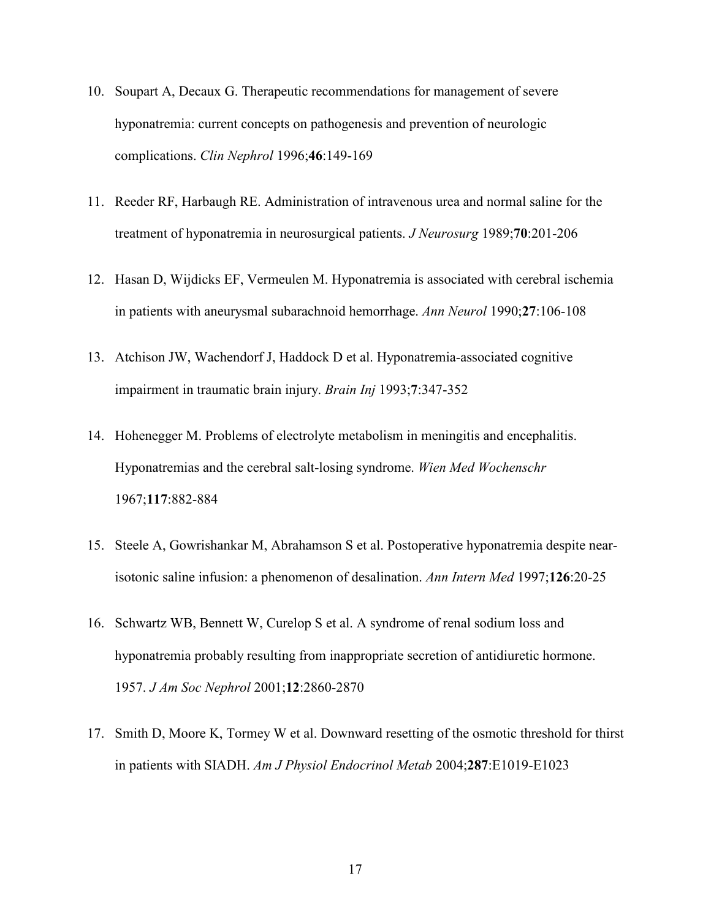10. Soupart A, Decaux G. Therapeutic recommendations for management of severe hyponatremia: current concepts on pathogenesis and prevention of neurologic complications. *Clin Nephrol* 1996;**46**:149-169

11. Reeder RF, Harbaugh RE. Administration of intravenous urea and normal saline for the treatment of hyponatremia in neurosurgical patients. *J Neurosurg* 1989;**70**:201-206

12. Hasan D, Wijdicks EF, Vermeulen M. Hyponatremia is associated with cerebral ischemia in patients with aneurysmal subarachnoid hemorrhage. *Ann Neurol* 1990;**27**:106-108

13. Atchison JW, Wachendorf J, Haddock D et al. Hyponatremia-associated cognitive impairment in traumatic brain injury. *Brain Inj* 1993;**7**:347-352

14. Hohenegger M. Problems of electrolyte metabolism in meningitis and encephalitis. Hyponatremias and the cerebral salt-losing syndrome. *Wien Med Wochenschr* 1967;**117**:882-884

15. Steele A, Gowrishankar M, Abrahamson S et al. Postoperative hyponatremia despite near-isotonic saline infusion: a phenomenon of desalination. *Ann Intern Med* 1997;**126**:20-25

16. Schwartz WB, Bennett W, Curelop S et al. A syndrome of renal sodium loss and hyponatremia probably resulting from inappropriate secretion of antidiuretic hormone. 1957. *J Am Soc Nephrol* 2001;**12**:2860-2870

17. Smith D, Moore K, Tormey W et al. Downward resetting of the osmotic threshold for thirst in patients with SIADH. *Am J Physiol Endocrinol Metab* 2004;**287**:E1019-E1023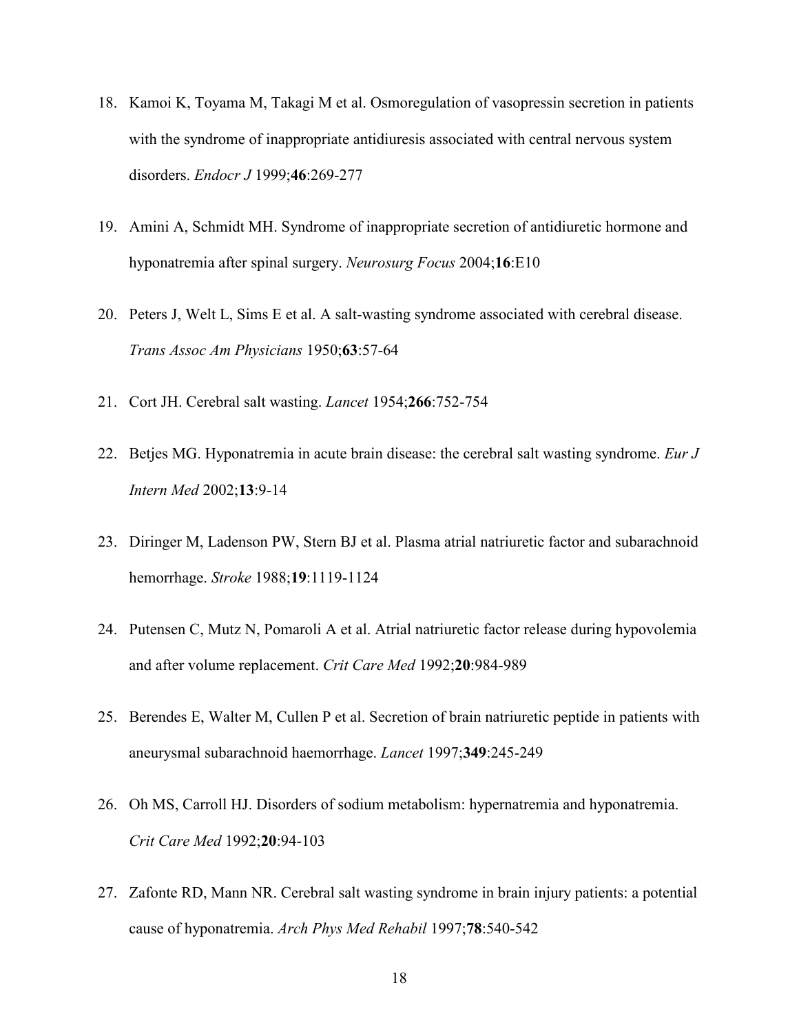18. Kamoi K, Toyama M, Takagi M et al. Osmoregulation of vasopressin secretion in patients with the syndrome of inappropriate antidiuresis associated with central nervous system disorders. *Endocr J* 1999;**46**:269-277

19. Amini A, Schmidt MH. Syndrome of inappropriate secretion of antidiuretic hormone and hyponatremia after spinal surgery. *Neurosurg Focus* 2004;**16**:E10

20. Peters J, Welt L, Sims E et al. A salt-wasting syndrome associated with cerebral disease. *Trans Assoc Am Physicians* 1950;**63**:57-64

21. Cort JH. Cerebral salt wasting. *Lancet* 1954;**266**:752-754

22. Betjes MG. Hyponatremia in acute brain disease: the cerebral salt wasting syndrome. *Eur J Intern Med* 2002;**13**:9-14

23. Diringer M, Ladenson PW, Stern BJ et al. Plasma atrial natriuretic factor and subarachnoid hemorrhage. *Stroke* 1988;**19**:1119-1124

24. Putensen C, Mutz N, Pomaroli A et al. Atrial natriuretic factor release during hypovolemia and after volume replacement. *Crit Care Med* 1992;**20**:984-989

25. Berendes E, Walter M, Cullen P et al. Secretion of brain natriuretic peptide in patients with aneurysmal subarachnoid haemorrhage. *Lancet* 1997;**349**:245-249

26. Oh MS, Carroll HJ. Disorders of sodium metabolism: hypernatremia and hyponatremia. *Crit Care Med* 1992;**20**:94-103

27. Zafonte RD, Mann NR. Cerebral salt wasting syndrome in brain injury patients: a potential cause of hyponatremia. *Arch Phys Med Rehabil* 1997;**78**:540-542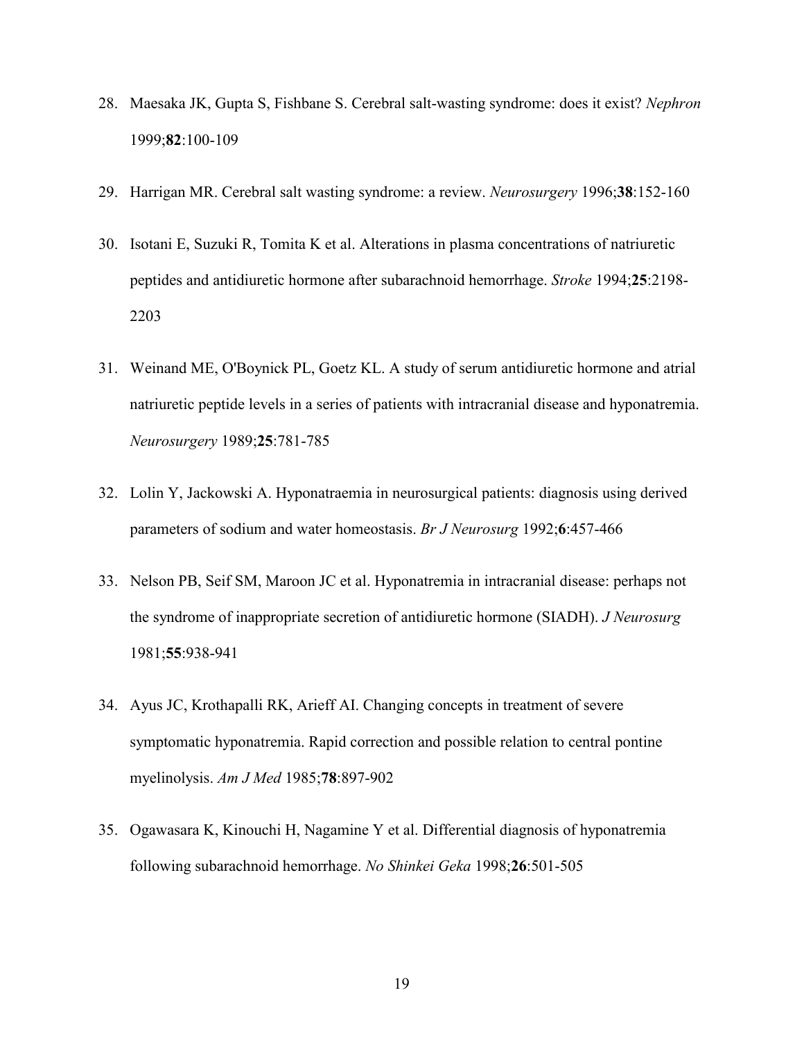28. Maesaka JK, Gupta S, Fishbane S. Cerebral salt-wasting syndrome: does it exist? *Nephron* 1999;**82**:100-109

29. Harrigan MR. Cerebral salt wasting syndrome: a review. *Neurosurgery* 1996;**38**:152-160

30. Isotani E, Suzuki R, Tomita K et al. Alterations in plasma concentrations of natriuretic peptides and antidiuretic hormone after subarachnoid hemorrhage. *Stroke* 1994;**25**:2198-2203

31. Weinand ME, O'Boynick PL, Goetz KL. A study of serum antidiuretic hormone and atrial natriuretic peptide levels in a series of patients with intracranial disease and hyponatremia. *Neurosurgery* 1989;**25**:781-785

32. Lolin Y, Jackowski A. Hyponatraemia in neurosurgical patients: diagnosis using derived parameters of sodium and water homeostasis. *Br J Neurosurg* 1992;**6**:457-466

33. Nelson PB, Seif SM, Maroon JC et al. Hyponatremia in intracranial disease: perhaps not the syndrome of inappropriate secretion of antidiuretic hormone (SIADH). *J Neurosurg* 1981;**55**:938-941

34. Ayus JC, Krothapalli RK, Arieff AI. Changing concepts in treatment of severe symptomatic hyponatremia. Rapid correction and possible relation to central pontine myelinolysis. *Am J Med* 1985;**78**:897-902

35. Ogawasara K, Kinouchi H, Nagamine Y et al. Differential diagnosis of hyponatremia following subarachnoid hemorrhage. *No Shinkei Geka* 1998;**26**:501-505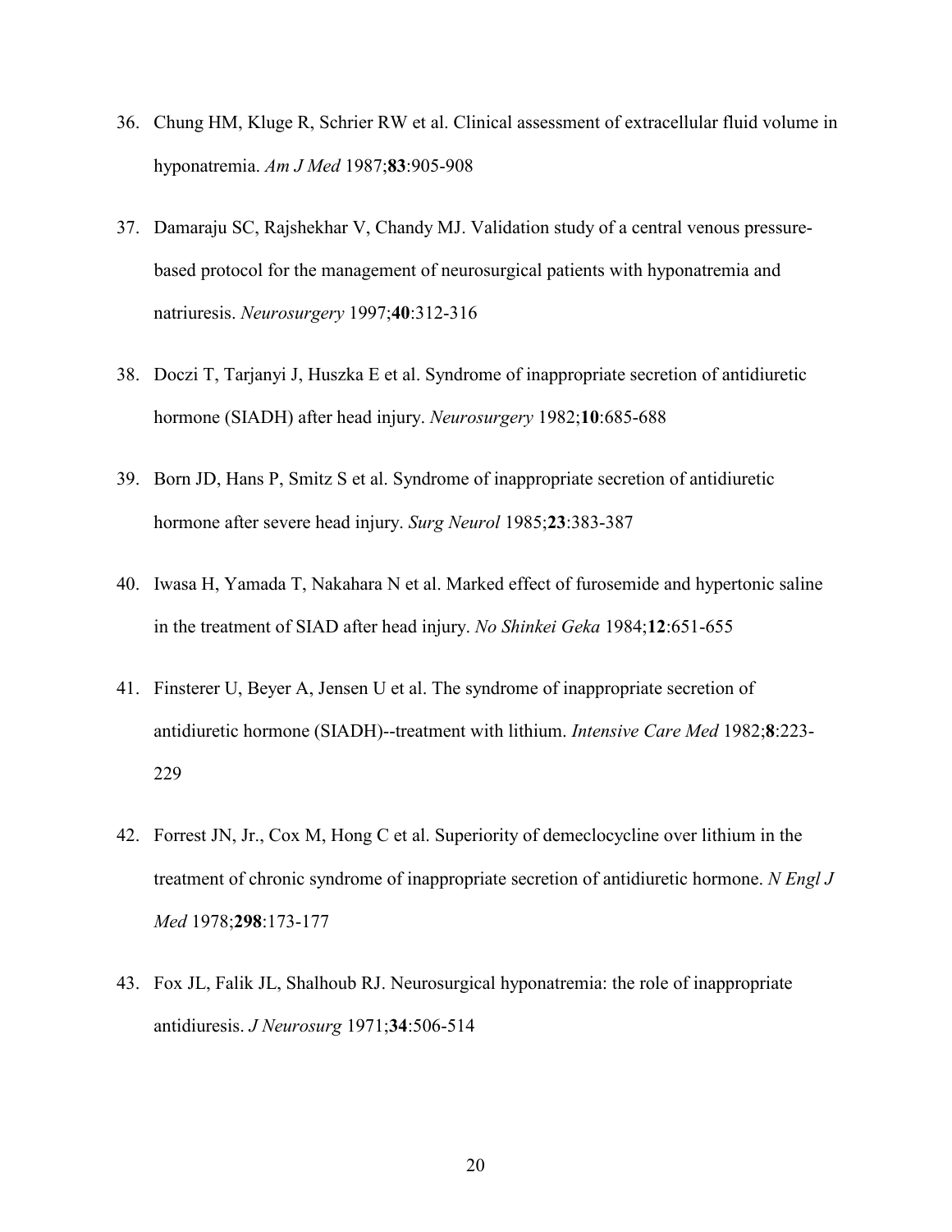36. Chung HM, Kluge R, Schrier RW et al. Clinical assessment of extracellular fluid volume in hyponatremia. *Am J Med* 1987;**83**:905-908

37. Damaraju SC, Rajshekhar V, Chandy MJ. Validation study of a central venous pressure-based protocol for the management of neurosurgical patients with hyponatremia and natriuresis. *Neurosurgery* 1997;**40**:312-316

38. Doczi T, Tarjanyi J, Huszka E et al. Syndrome of inappropriate secretion of antidiuretic hormone (SIADH) after head injury. *Neurosurgery* 1982;**10**:685-688

39. Born JD, Hans P, Smitz S et al. Syndrome of inappropriate secretion of antidiuretic hormone after severe head injury. *Surg Neurol* 1985;**23**:383-387

40. Iwasa H, Yamada T, Nakahara N et al. Marked effect of furosemide and hypertonic saline in the treatment of SIAD after head injury. *No Shinkei Geka* 1984;**12**:651-655

41. Finsterer U, Beyer A, Jensen U et al. The syndrome of inappropriate secretion of antidiuretic hormone (SIADH)--treatment with lithium. *Intensive Care Med* 1982;**8**:223-229

42. Forrest JN, Jr., Cox M, Hong C et al. Superiority of demeclocycline over lithium in the treatment of chronic syndrome of inappropriate secretion of antidiuretic hormone. *N Engl J Med* 1978;**298**:173-177

43. Fox JL, Falik JL, Shalhoub RJ. Neurosurgical hyponatremia: the role of inappropriate antidiuresis. *J Neurosurg* 1971;**34**:506-514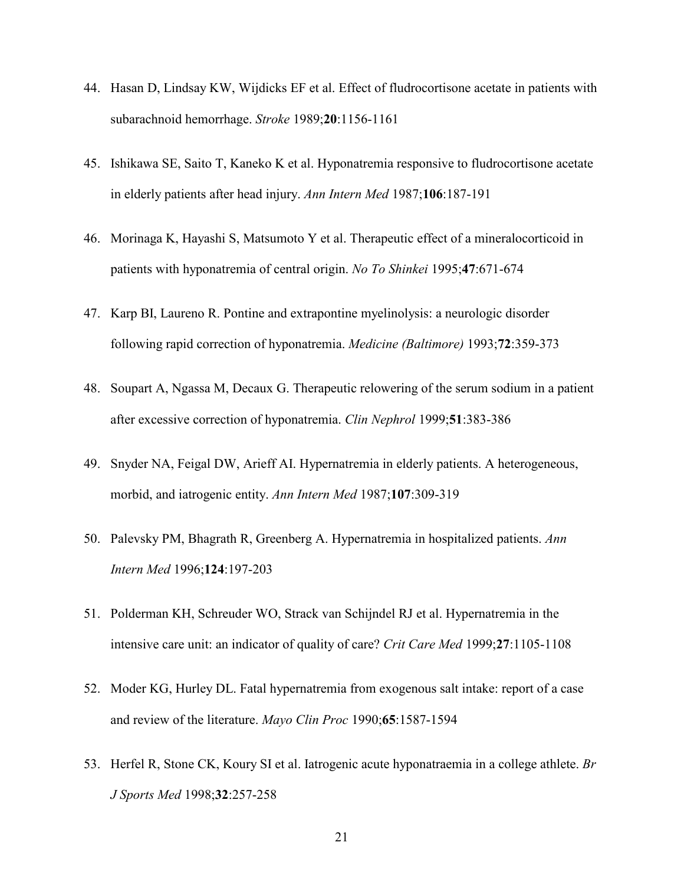44. Hasan D, Lindsay KW, Wijdicks EF et al. Effect of fludrocortisone acetate in patients with subarachnoid hemorrhage. *Stroke* 1989;**20**:1156-1161

45. Ishikawa SE, Saito T, Kaneko K et al. Hyponatremia responsive to fludrocortisone acetate in elderly patients after head injury. *Ann Intern Med* 1987;**106**:187-191

46. Morinaga K, Hayashi S, Matsumoto Y et al. Therapeutic effect of a mineralocorticoid in patients with hyponatremia of central origin. *No To Shinkei* 1995;**47**:671-674

47. Karp BI, Laureno R. Pontine and extrapontine myelinolysis: a neurologic disorder following rapid correction of hyponatremia. *Medicine (Baltimore)* 1993;**72**:359-373

48. Soupart A, Ngassa M, Decaux G. Therapeutic relowering of the serum sodium in a patient after excessive correction of hyponatremia. *Clin Nephrol* 1999;**51**:383-386

49. Snyder NA, Feigal DW, Arieff AI. Hypernatremia in elderly patients. A heterogeneous, morbid, and iatrogenic entity. *Ann Intern Med* 1987;**107**:309-319

50. Palevsky PM, Bhagrath R, Greenberg A. Hypernatremia in hospitalized patients. *Ann Intern Med* 1996;**124**:197-203

51. Polderman KH, Schreuder WO, Strack van Schijndel RJ et al. Hypernatremia in the intensive care unit: an indicator of quality of care? *Crit Care Med* 1999;**27**:1105-1108

52. Moder KG, Hurley DL. Fatal hypernatremia from exogenous salt intake: report of a case and review of the literature. *Mayo Clin Proc* 1990;**65**:1587-1594

53. Herfel R, Stone CK, Koury SI et al. Iatrogenic acute hyponatraemia in a college athlete. *Br J Sports Med* 1998;**32**:257-258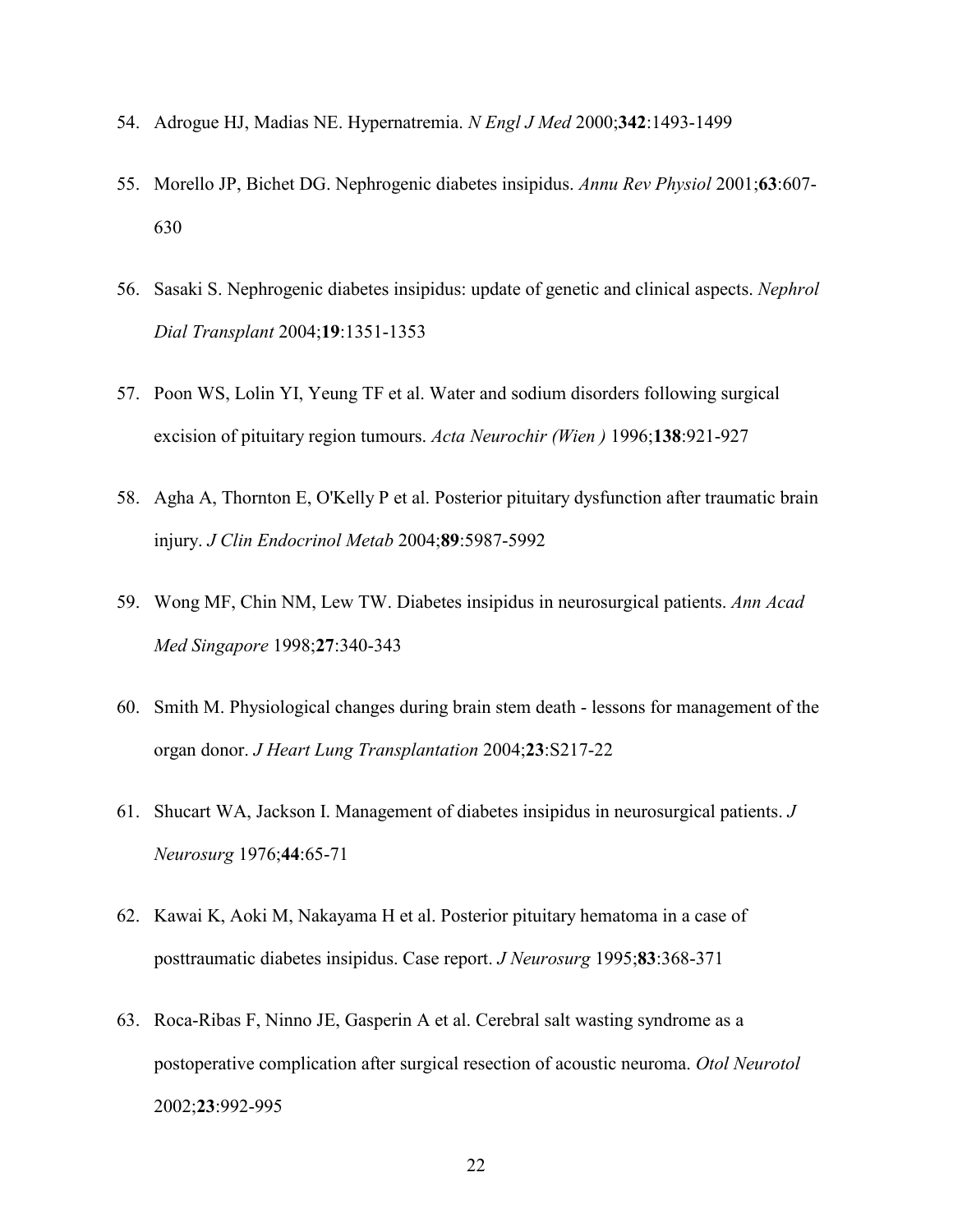54. Adrogue HJ, Madias NE. Hypernatremia. *N Engl J Med* 2000;**342**:1493-1499

55. Morello JP, Bichet DG. Nephrogenic diabetes insipidus. *Annu Rev Physiol* 2001;**63**:607-630

56. Sasaki S. Nephrogenic diabetes insipidus: update of genetic and clinical aspects. *Nephrol Dial Transplant* 2004;**19**:1351-1353

57. Poon WS, Lolin YI, Yeung TF et al. Water and sodium disorders following surgical excision of pituitary region tumours. *Acta Neurochir (Wien )* 1996;**138**:921-927

58. Agha A, Thornton E, O'Kelly P et al. Posterior pituitary dysfunction after traumatic brain injury. *J Clin Endocrinol Metab* 2004;**89**:5987-5992

59. Wong MF, Chin NM, Lew TW. Diabetes insipidus in neurosurgical patients. *Ann Acad Med Singapore* 1998;**27**:340-343

60. Smith M. Physiological changes during brain stem death - lessons for management of the organ donor. *J Heart Lung Transplantation* 2004;**23**:S217-22

61. Shucart WA, Jackson I. Management of diabetes insipidus in neurosurgical patients. *J Neurosurg* 1976;**44**:65-71

62. Kawai K, Aoki M, Nakayama H et al. Posterior pituitary hematoma in a case of posttraumatic diabetes insipidus. Case report. *J Neurosurg* 1995;**83**:368-371

63. Roca-Ribas F, Ninno JE, Gasperin A et al. Cerebral salt wasting syndrome as a postoperative complication after surgical resection of acoustic neuroma. *Otol Neurotol* 2002;**23**:992-995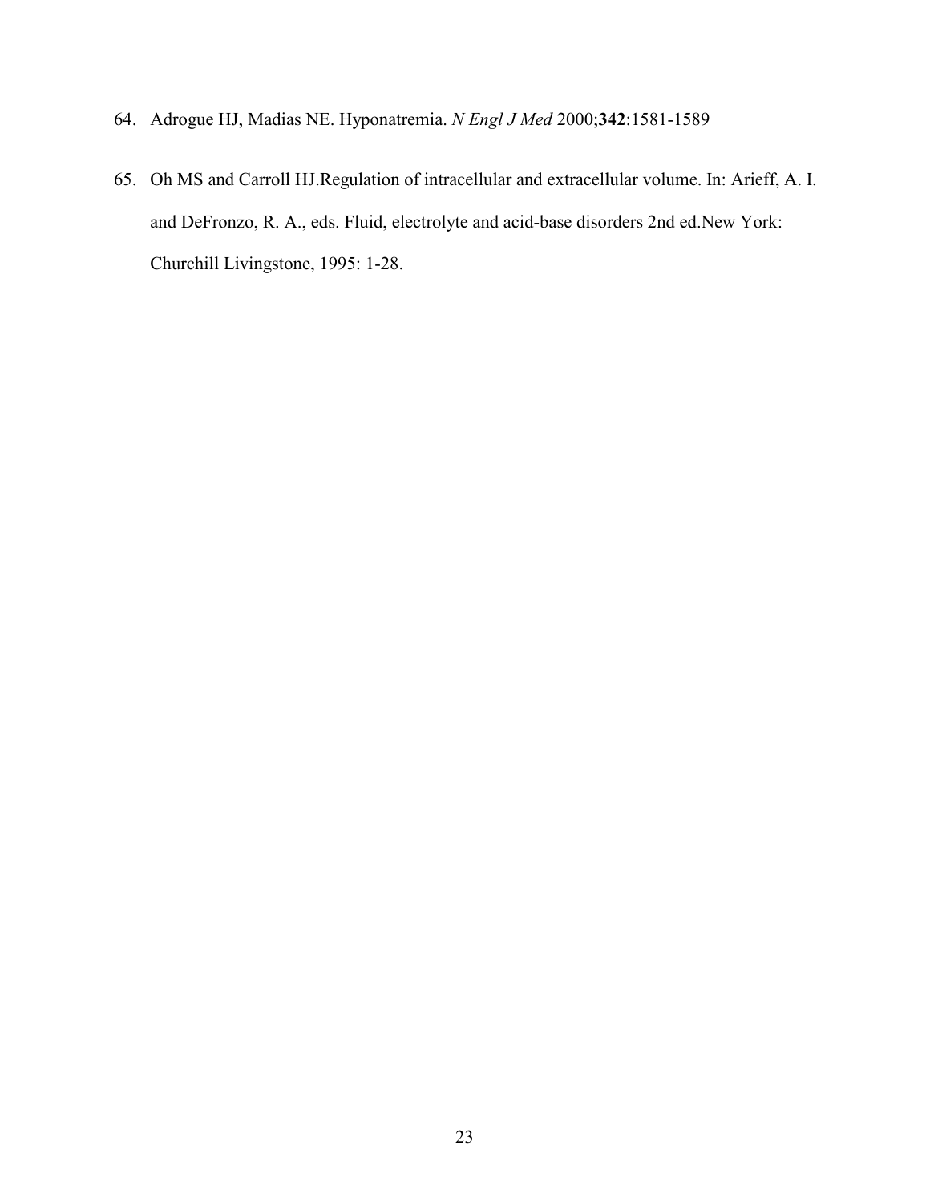64. Adrogue HJ, Madias NE. Hyponatremia. *N Engl J Med* 2000;**342**:1581-1589

65. Oh MS and Carroll HJ.Regulation of intracellular and extracellular volume. In: Arieff, A. I. and DeFronzo, R. A., eds. Fluid, electrolyte and acid-base disorders 2nd ed.New York: Churchill Livingstone, 1995: 1-28.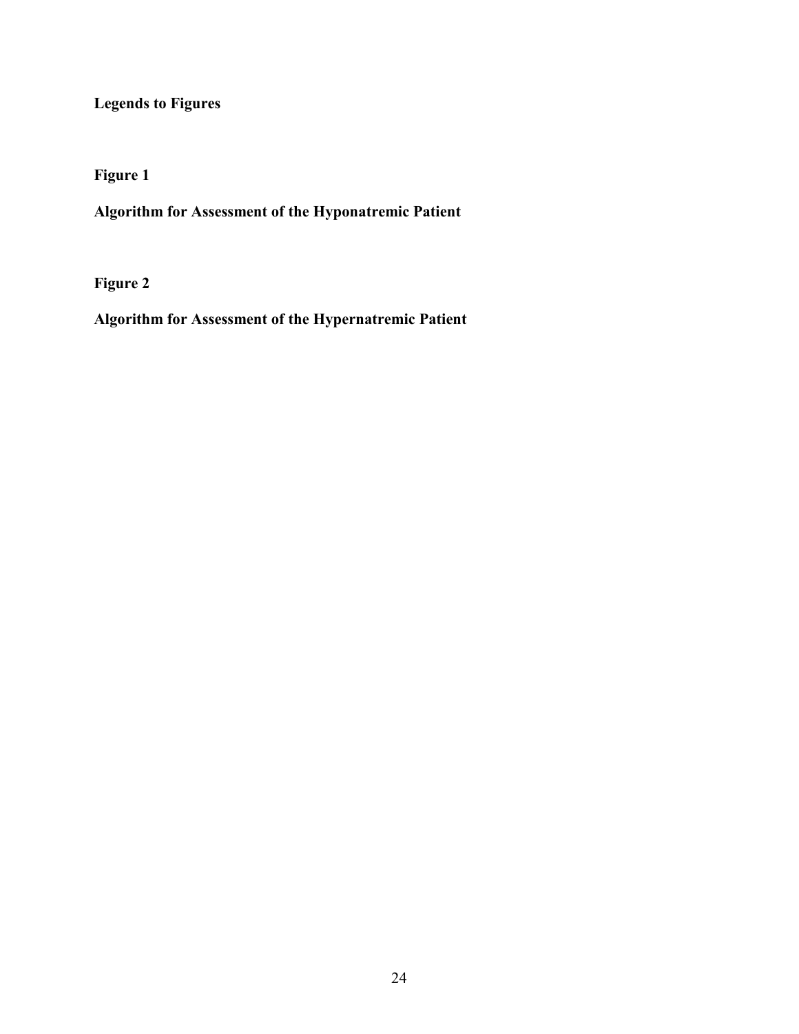## Legends to Figures

**Figure 1**

**Algorithm for Assessment of the Hyponatremic Patient**

**Figure 2**

**Algorithm for Assessment of the Hypernatremic Patient**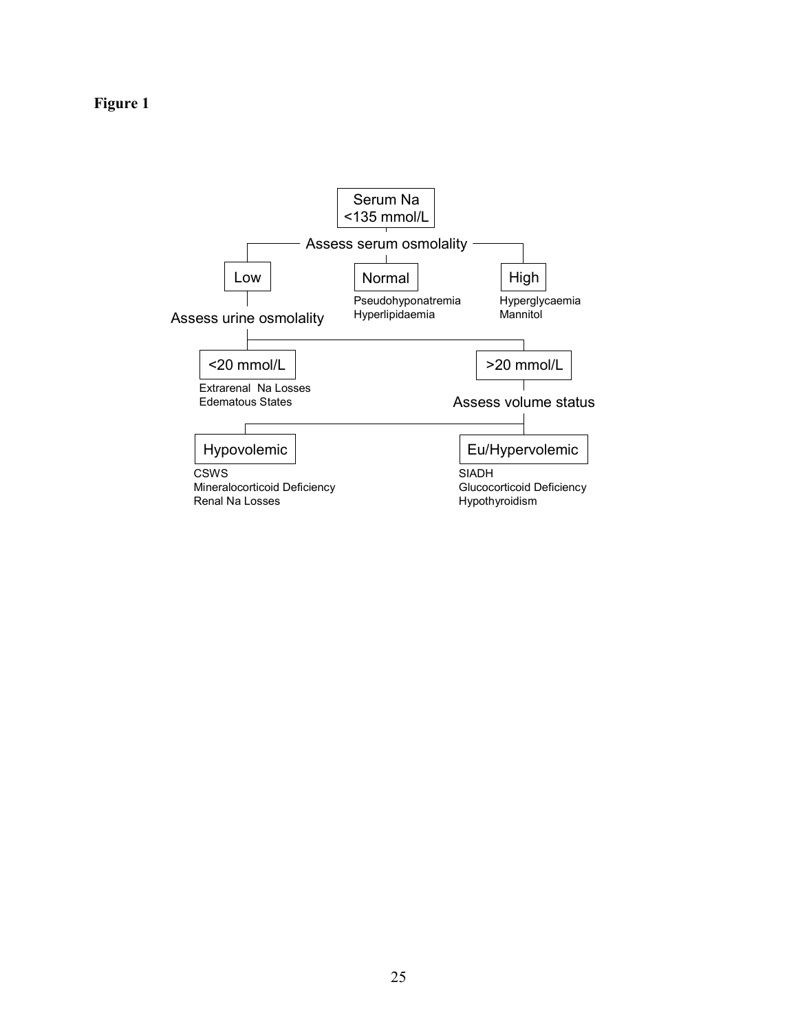**Figure 1**

- Serum Na <135 mmol/L
  - Assess serum osmolality
    - Low
      - Assess urine osmolality
        - <20 mmol/L
          - Extrarenal Na Losses
          - Edematous States
        - >20 mmol/L
          - Assess volume status
            - Hypovolemic
              - CSWS
              - Mineralocorticoid Deficiency
              - Renal Na Losses
            - Eu/Hypervolemic
              - SIADH
              - Glucocorticoid Deficiency
              - Hypothyroidism
    - Normal
      - Pseudohyponatremia
      - Hyperlipidaemia
    - High
      - Hyperglycaemia
      - Mannitol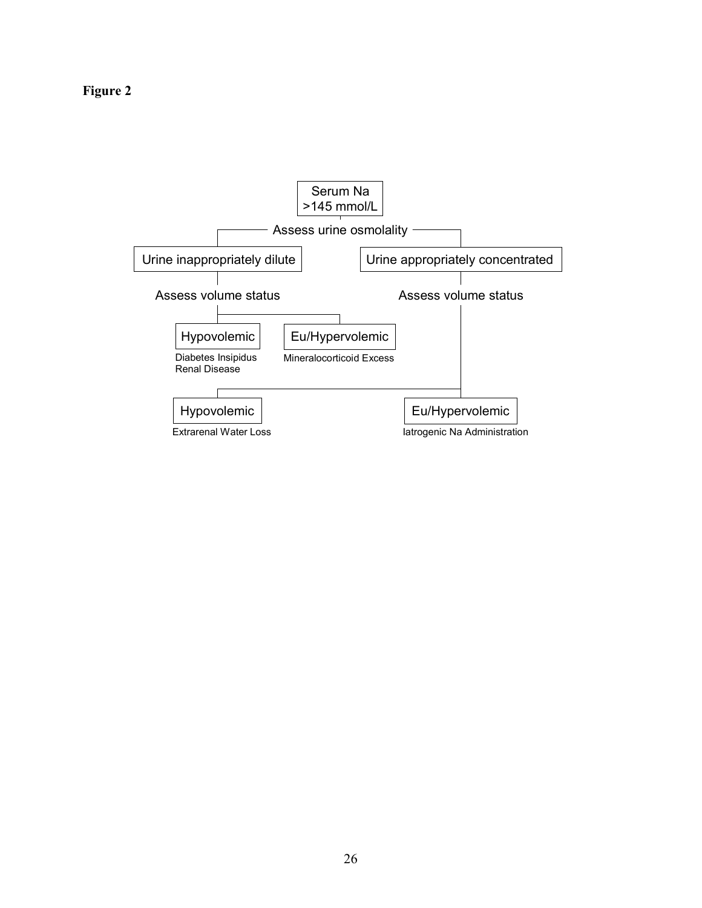**Figure 2**

- Serum Na >145 mmol/L
  - Assess urine osmolality
    - Urine inappropriately dilute
      - Assess volume status
        - Hypovolemic
          - Diabetes Insipidus
          - Renal Disease
        - Eu/Hypervolemic
          - Mineralocorticoid Excess
    - Urine appropriately concentrated
      - Assess volume status
        - Hypovolemic
          - Extrarenal Water Loss
        - Eu/Hypervolemic
          - Iatrogenic Na Administration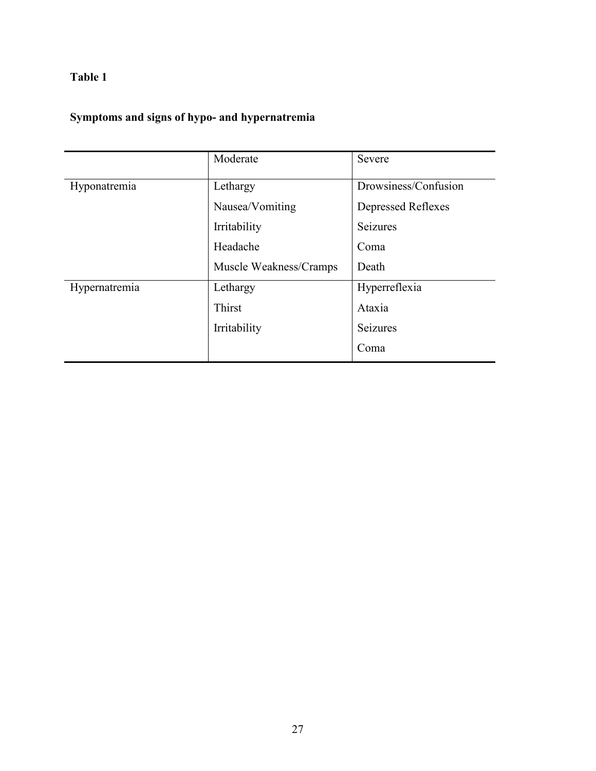**Table 1**

**Symptoms and signs of hypo- and hypernatremia**

| | Moderate | Severe |
|---|---|---|
| Hyponatremia | Lethargy | Drowsiness/Confusion |
| | Nausea/Vomiting | Depressed Reflexes |
| | Irritability | Seizures |
| | Headache | Coma |
| | Muscle Weakness/Cramps | Death |
| Hypernatremia | Lethargy | Hyperreflexia |
| | Thirst | Ataxia |
| | Irritability | Seizures |
| | | Coma |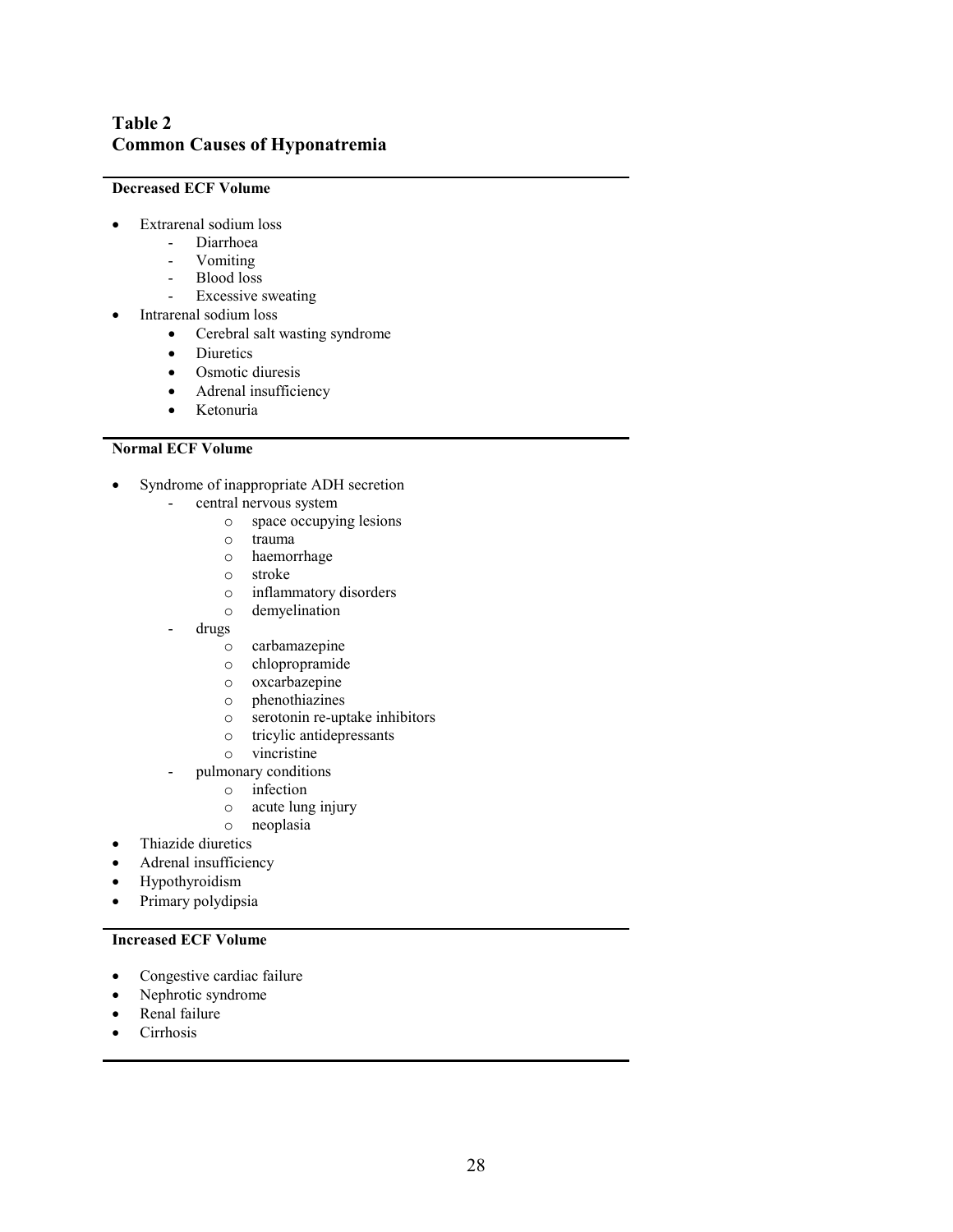## Table 2
## Common Causes of Hyponatremia

**Decreased ECF Volume**

- Extrarenal sodium loss
  - Diarrhoea
  - Vomiting
  - Blood loss
  - Excessive sweating
- Intrarenal sodium loss
  - Cerebral salt wasting syndrome
  - Diuretics
  - Osmotic diuresis
  - Adrenal insufficiency
  - Ketonuria

**Normal ECF Volume**

- Syndrome of inappropriate ADH secretion
  - central nervous system
    - space occupying lesions
    - trauma
    - haemorrhage
    - stroke
    - inflammatory disorders
    - demyelination
  - drugs
    - carbamazepine
    - chlopropramide
    - oxcarbazepine
    - phenothiazines
    - serotonin re-uptake inhibitors
    - tricylic antidepressants
    - vincristine
  - pulmonary conditions
    - infection
    - acute lung injury
    - neoplasia
- Thiazide diuretics
- Adrenal insufficiency
- Hypothyroidism
- Primary polydipsia

**Increased ECF Volume**

- Congestive cardiac failure
- Nephrotic syndrome
- Renal failure
- Cirrhosis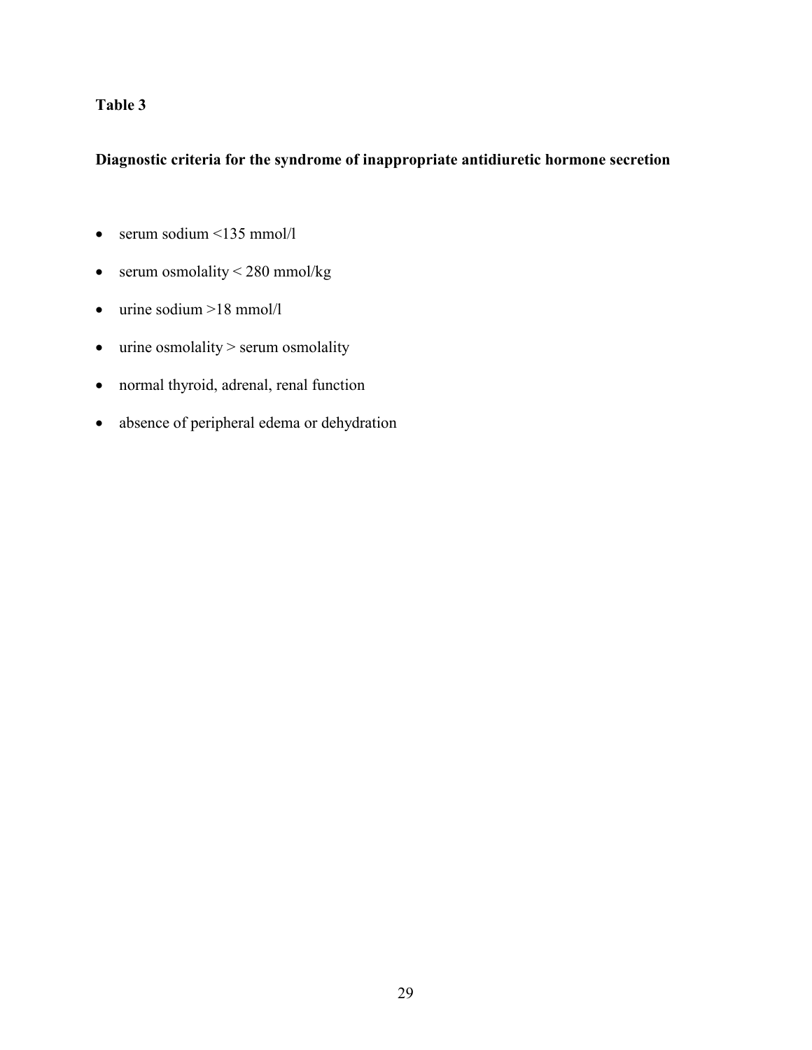**Table 3**

**Diagnostic criteria for the syndrome of inappropriate antidiuretic hormone secretion**

- serum sodium <135 mmol/l
- serum osmolality < 280 mmol/kg
- urine sodium >18 mmol/l
- urine osmolality > serum osmolality
- normal thyroid, adrenal, renal function
- absence of peripheral edema or dehydration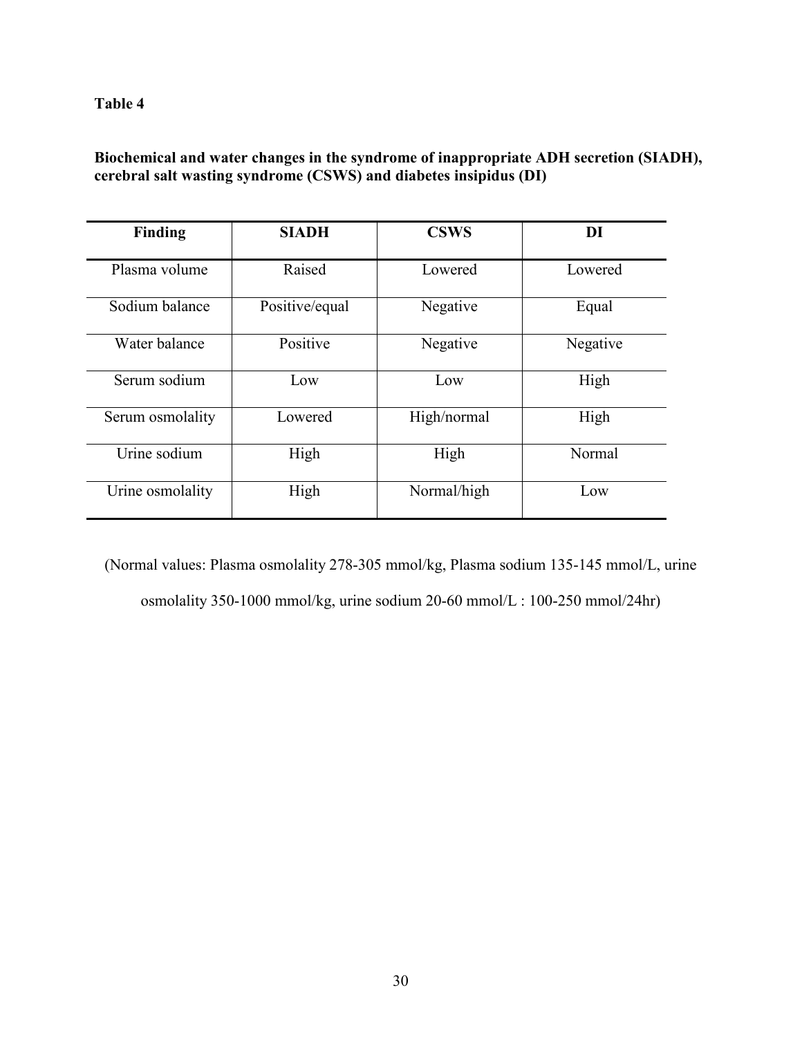**Table 4**

**Biochemical and water changes in the syndrome of inappropriate ADH secretion (SIADH), cerebral salt wasting syndrome (CSWS) and diabetes insipidus (DI)**

| Finding | SIADH | CSWS | DI |
|---|---|---|---|
| Plasma volume | Raised | Lowered | Lowered |
| Sodium balance | Positive/equal | Negative | Equal |
| Water balance | Positive | Negative | Negative |
| Serum sodium | Low | Low | High |
| Serum osmolality | Lowered | High/normal | High |
| Urine sodium | High | High | Normal |
| Urine osmolality | High | Normal/high | Low |

(Normal values: Plasma osmolality 278-305 mmol/kg, Plasma sodium 135-145 mmol/L, urine osmolality 350-1000 mmol/kg, urine sodium 20-60 mmol/L : 100-250 mmol/24hr)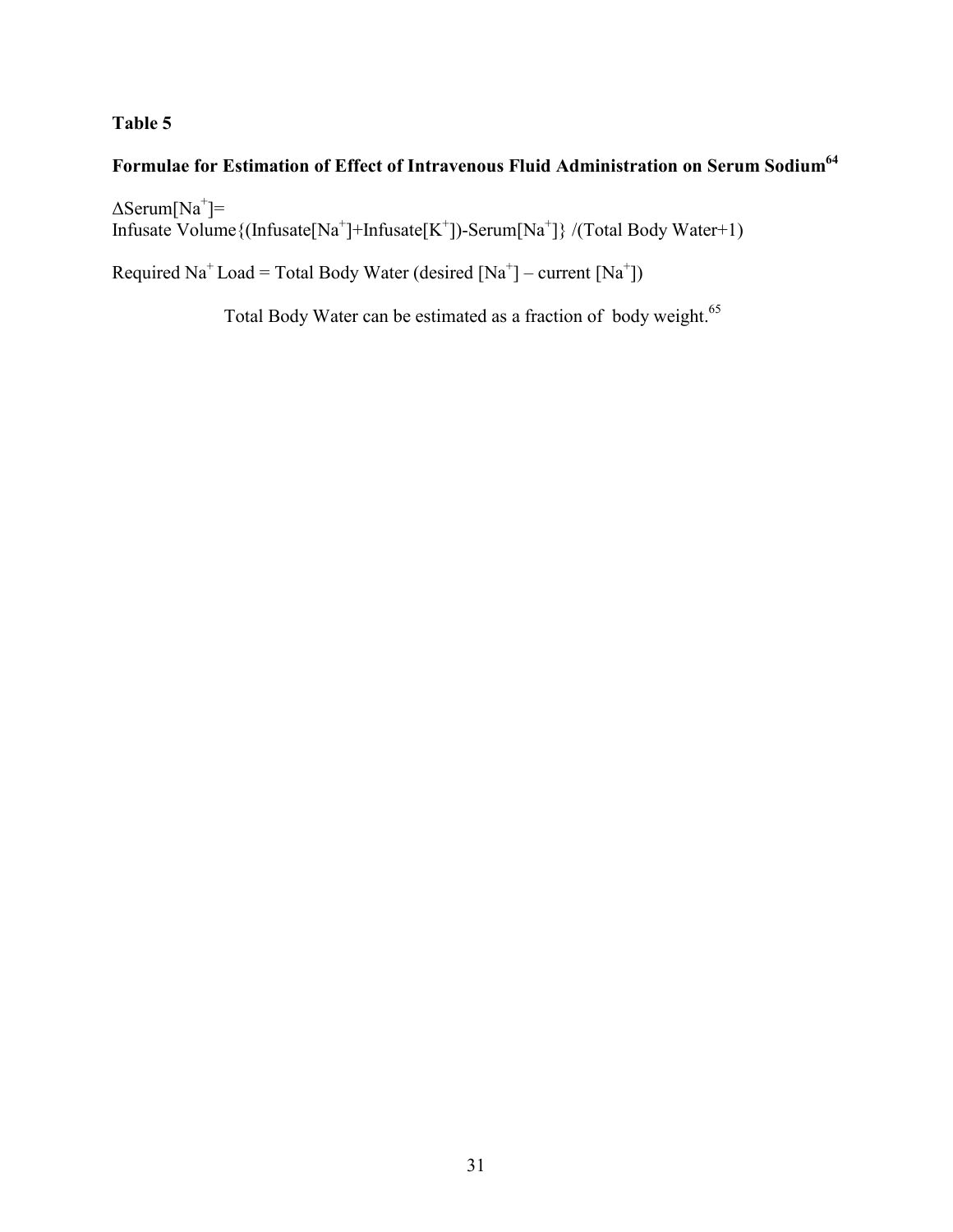**Table 5**

**Formulae for Estimation of Effect of Intravenous Fluid Administration on Serum Sodium[64]**

$\Delta$Serum[$Na^+$]=
Infusate Volume{(Infusate[$Na^+$]+Infusate[$K^+$])-Serum[$Na^+$]} /(Total Body Water+1)

Required $Na^+$ Load = Total Body Water (desired [$Na^+$] – current [$Na^+$])

Total Body Water can be estimated as a fraction of body weight.[65]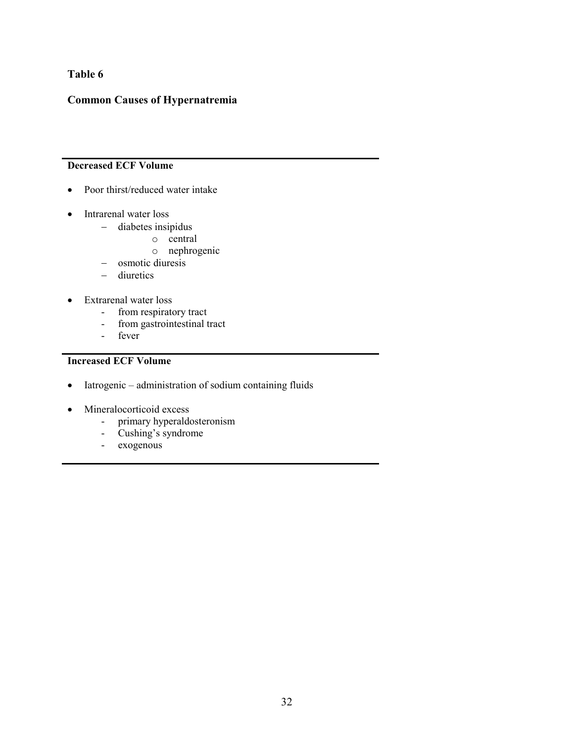**Table 6**

**Common Causes of Hypernatremia**

**Decreased ECF Volume**

- Poor thirst/reduced water intake
- Intrarenal water loss
  - diabetes insipidus
    - central
    - nephrogenic
  - osmotic diuresis
  - diuretics
- Extrarenal water loss
  - from respiratory tract
  - from gastrointestinal tract
  - fever

**Increased ECF Volume**

- Iatrogenic – administration of sodium containing fluids
- Mineralocorticoid excess
  - primary hyperaldosteronism
  - Cushing's syndrome
  - exogenous